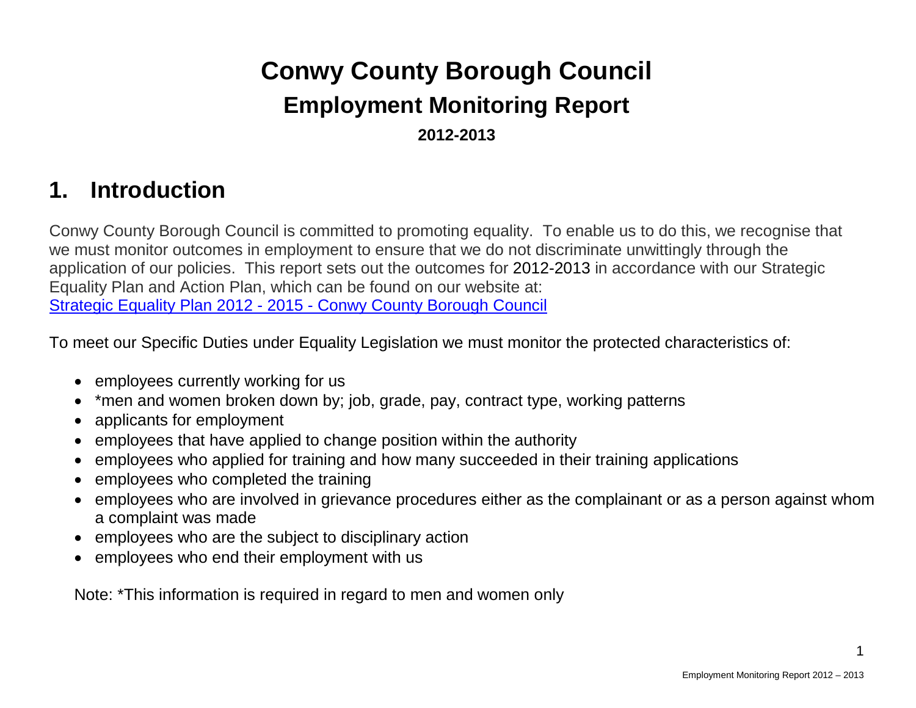# Conwy County Borough Council

## Employment Monitoring Report

**2012-2013**

## 1. Introduction

Conwy County Borough Council is committed to promoting equality. To enable us to do this, we recognise that we must monitor outcomes in employment to ensure that we do not discriminate unwittingly through the application of our policies. This report sets out the outcomes for 2012-2013 in accordance with our Strategic Equality Plan and Action Plan, which can be found on our website at:
[Strategic Equality Plan 2012 - 2015 - Conwy County Borough Council]

To meet our Specific Duties under Equality Legislation we must monitor the protected characteristics of:

- employees currently working for us
- *men and women broken down by; job, grade, pay, contract type, working patterns
- applicants for employment
- employees that have applied to change position within the authority
- employees who applied for training and how many succeeded in their training applications
- employees who completed the training
- employees who are involved in grievance procedures either as the complainant or as a person against whom a complaint was made
- employees who are the subject to disciplinary action
- employees who end their employment with us

Note: *This information is required in regard to men and women only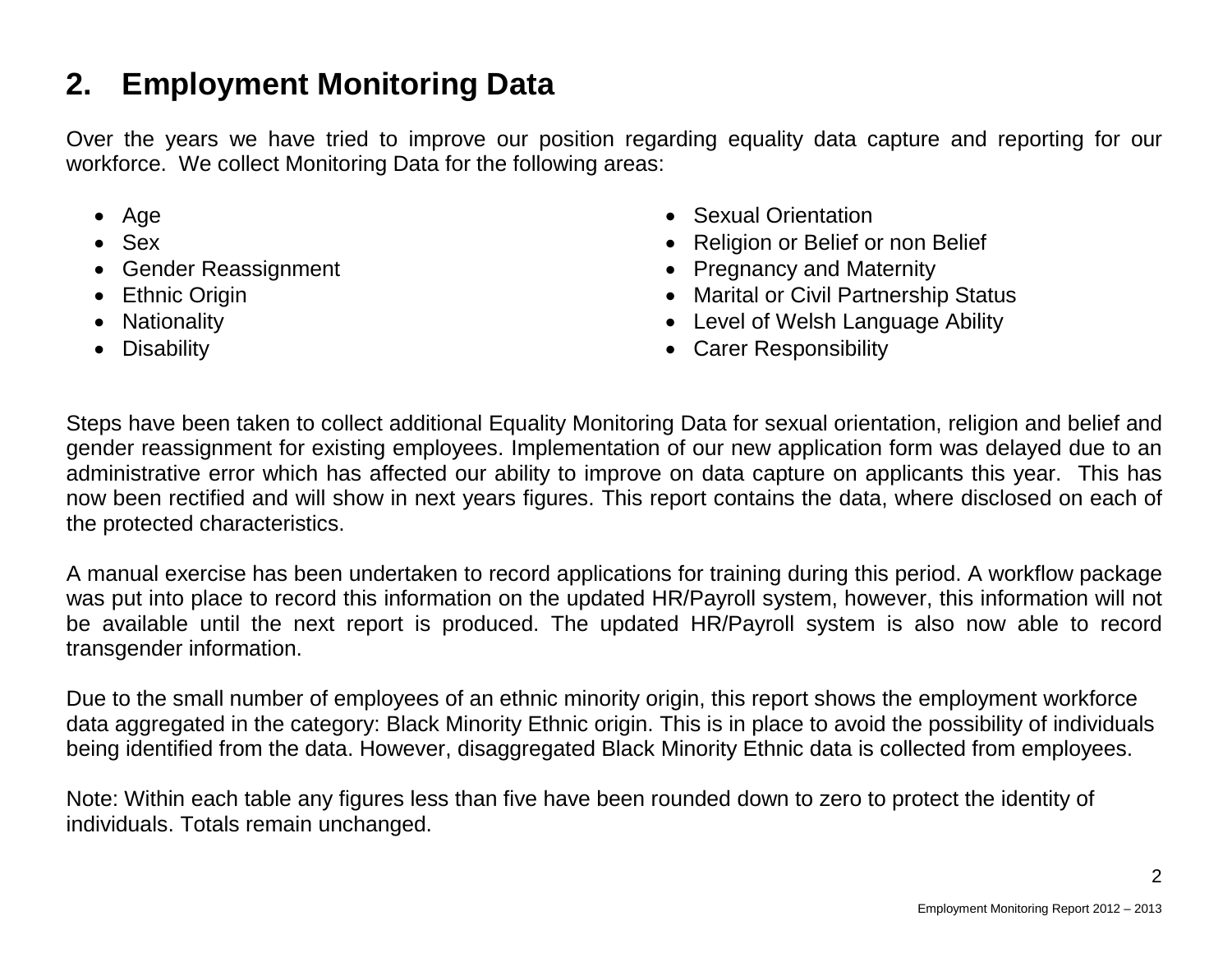## 2. Employment Monitoring Data

Over the years we have tried to improve our position regarding equality data capture and reporting for our workforce. We collect Monitoring Data for the following areas:

- Age
- Sex
- Gender Reassignment
- Ethnic Origin
- Nationality
- Disability
- Sexual Orientation
- Religion or Belief or non Belief
- Pregnancy and Maternity
- Marital or Civil Partnership Status
- Level of Welsh Language Ability
- Carer Responsibility

Steps have been taken to collect additional Equality Monitoring Data for sexual orientation, religion and belief and gender reassignment for existing employees. Implementation of our new application form was delayed due to an administrative error which has affected our ability to improve on data capture on applicants this year. This has now been rectified and will show in next years figures. This report contains the data, where disclosed on each of the protected characteristics.

A manual exercise has been undertaken to record applications for training during this period. A workflow package was put into place to record this information on the updated HR/Payroll system, however, this information will not be available until the next report is produced. The updated HR/Payroll system is also now able to record transgender information.

Due to the small number of employees of an ethnic minority origin, this report shows the employment workforce data aggregated in the category: Black Minority Ethnic origin. This is in place to avoid the possibility of individuals being identified from the data. However, disaggregated Black Minority Ethnic data is collected from employees.

Note: Within each table any figures less than five have been rounded down to zero to protect the identity of individuals. Totals remain unchanged.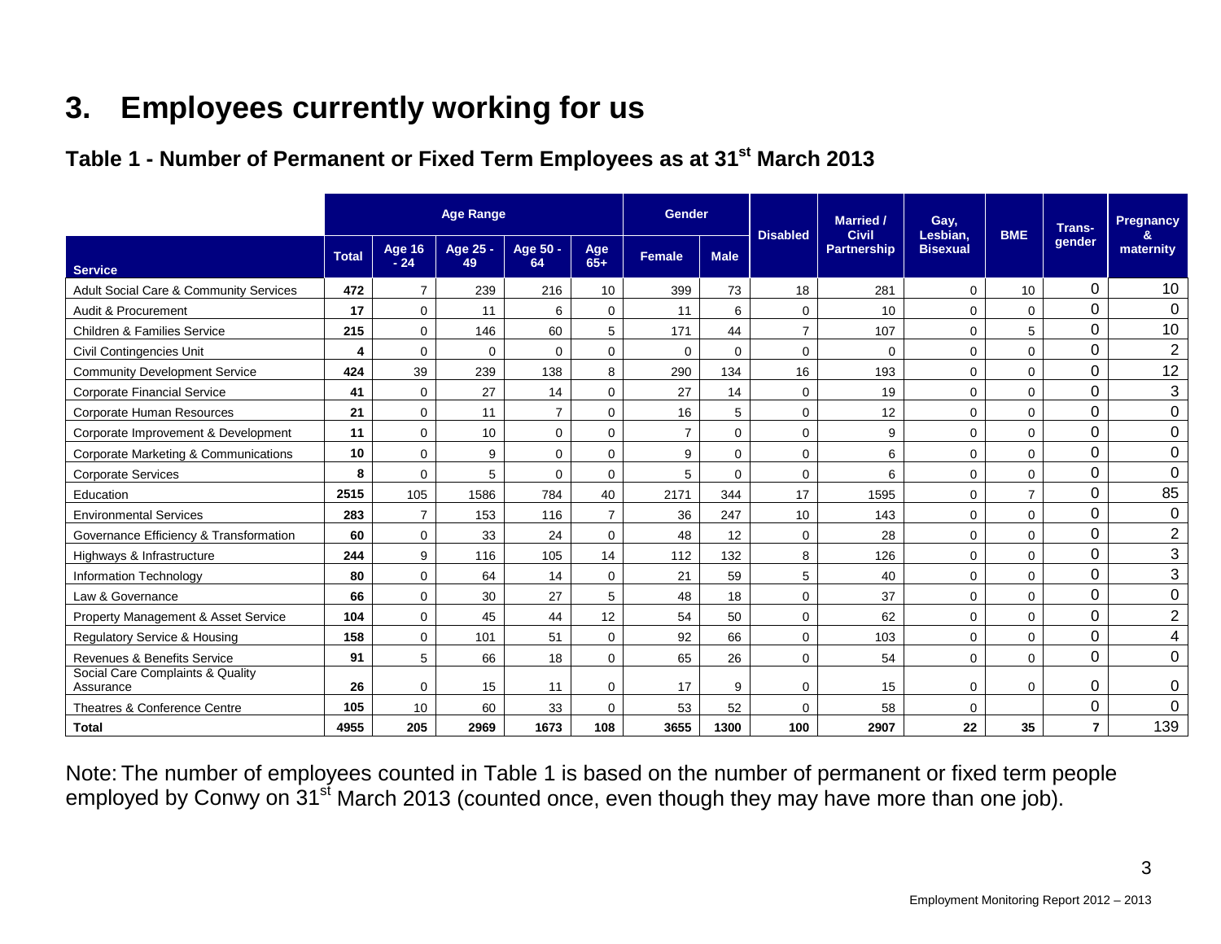# 3. Employees currently working for us

## Table 1 - Number of Permanent or Fixed Term Employees as at 31st March 2013

| Service | Total | Age Range | | | | Gender | | Disabled | Married / Civil Partnership | Gay, Lesbian, Bisexual | BME | Trans-gender | Pregnancy & maternity |
|---|---|---|---|---|---|---|---|---|---|---|---|---|---|
| | | Age 16 - 24 | Age 25 - 49 | Age 50 - 64 | Age 65+ | Female | Male | | | | | | |
| Adult Social Care & Community Services | **472** | 7 | 239 | 216 | 10 | 399 | 73 | 18 | 281 | 0 | 10 | 0 | 10 |
| Audit & Procurement | **17** | 0 | 11 | 6 | 0 | 11 | 6 | 0 | 10 | 0 | 0 | 0 | 0 |
| Children & Families Service | **215** | 0 | 146 | 60 | 5 | 171 | 44 | 7 | 107 | 0 | 5 | 0 | 10 |
| Civil Contingencies Unit | **4** | 0 | 0 | 0 | 0 | 0 | 0 | 0 | 0 | 0 | 0 | 0 | 2 |
| Community Development Service | **424** | 39 | 239 | 138 | 8 | 290 | 134 | 16 | 193 | 0 | 0 | 0 | 12 |
| Corporate Financial Service | **41** | 0 | 27 | 14 | 0 | 27 | 14 | 0 | 19 | 0 | 0 | 0 | 3 |
| Corporate Human Resources | **21** | 0 | 11 | 7 | 0 | 16 | 5 | 0 | 12 | 0 | 0 | 0 | 0 |
| Corporate Improvement & Development | **11** | 0 | 10 | 0 | 0 | 7 | 0 | 0 | 9 | 0 | 0 | 0 | 0 |
| Corporate Marketing & Communications | **10** | 0 | 9 | 0 | 0 | 9 | 0 | 0 | 6 | 0 | 0 | 0 | 0 |
| Corporate Services | **8** | 0 | 5 | 0 | 0 | 5 | 0 | 0 | 6 | 0 | 0 | 0 | 0 |
| Education | **2515** | 105 | 1586 | 784 | 40 | 2171 | 344 | 17 | 1595 | 0 | 7 | 0 | 85 |
| Environmental Services | **283** | 7 | 153 | 116 | 7 | 36 | 247 | 10 | 143 | 0 | 0 | 0 | 0 |
| Governance Efficiency & Transformation | **60** | 0 | 33 | 24 | 0 | 48 | 12 | 0 | 28 | 0 | 0 | 0 | 2 |
| Highways & Infrastructure | **244** | 9 | 116 | 105 | 14 | 112 | 132 | 8 | 126 | 0 | 0 | 0 | 3 |
| Information Technology | **80** | 0 | 64 | 14 | 0 | 21 | 59 | 5 | 40 | 0 | 0 | 0 | 3 |
| Law & Governance | **66** | 0 | 30 | 27 | 5 | 48 | 18 | 0 | 37 | 0 | 0 | 0 | 0 |
| Property Management & Asset Service | **104** | 0 | 45 | 44 | 12 | 54 | 50 | 0 | 62 | 0 | 0 | 0 | 2 |
| Regulatory Service & Housing | **158** | 0 | 101 | 51 | 0 | 92 | 66 | 0 | 103 | 0 | 0 | 0 | 4 |
| Revenues & Benefits Service | **91** | 5 | 66 | 18 | 0 | 65 | 26 | 0 | 54 | 0 | 0 | 0 | 0 |
| Social Care Complaints & Quality Assurance | **26** | 0 | 15 | 11 | 0 | 17 | 9 | 0 | 15 | 0 | 0 | 0 | 0 |
| Theatres & Conference Centre | **105** | 10 | 60 | 33 | 0 | 53 | 52 | 0 | 58 | 0 | | 0 | 0 |
| **Total** | **4955** | **205** | **2969** | **1673** | **108** | **3655** | **1300** | **100** | **2907** | **22** | **35** | **7** | 139 |

Note: The number of employees counted in Table 1 is based on the number of permanent or fixed term people employed by Conwy on 31st March 2013 (counted once, even though they may have more than one job).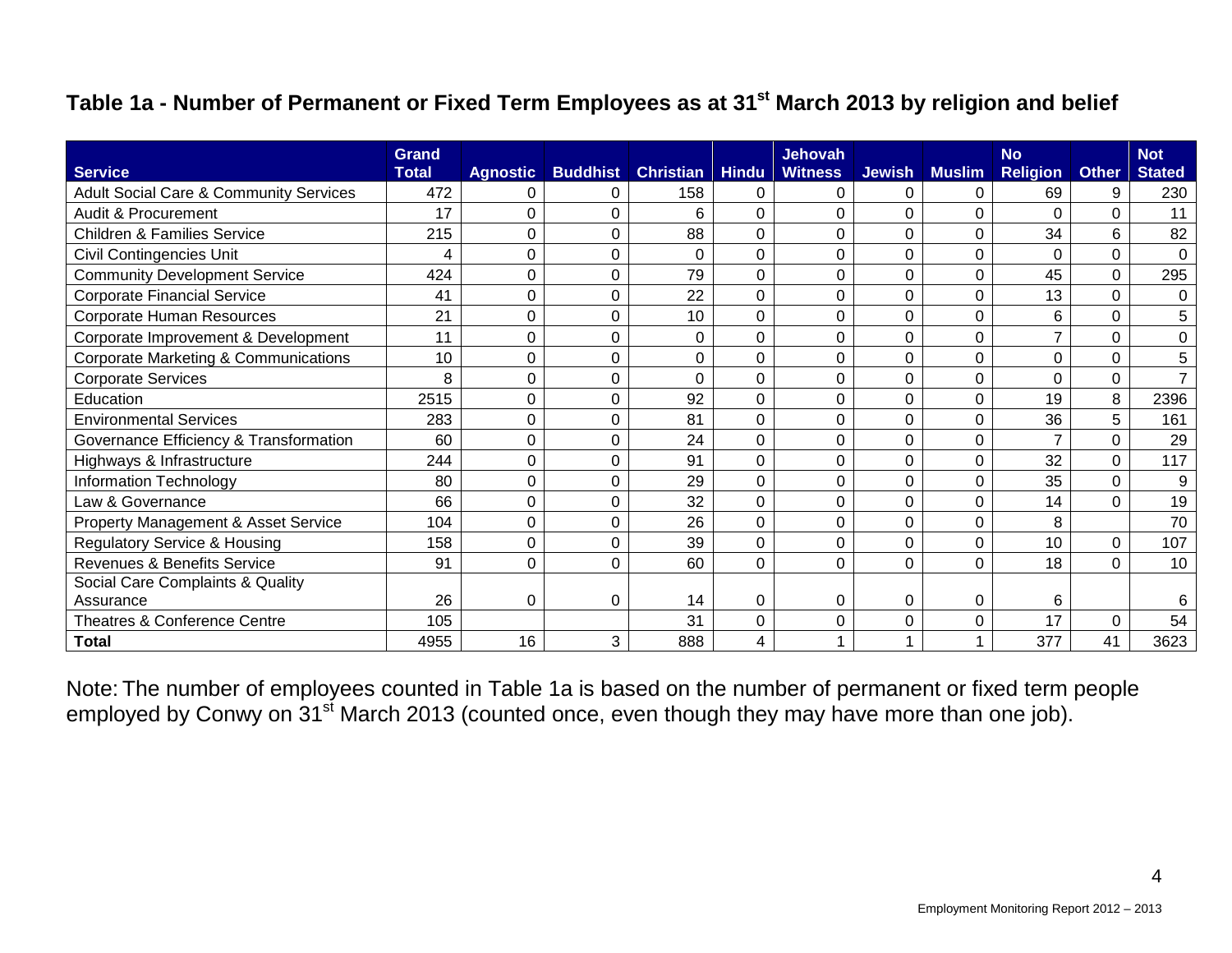## Table 1a - Number of Permanent or Fixed Term Employees as at 31st March 2013 by religion and belief

| Service | Grand Total | Agnostic | Buddhist | Christian | Hindu | Jehovah Witness | Jewish | Muslim | No Religion | Other | Not Stated |
|---|---|---|---|---|---|---|---|---|---|---|---|
| Adult Social Care & Community Services | 472 | 0 | 0 | 158 | 0 | 0 | 0 | 0 | 69 | 9 | 230 |
| Audit & Procurement | 17 | 0 | 0 | 6 | 0 | 0 | 0 | 0 | 0 | 0 | 11 |
| Children & Families Service | 215 | 0 | 0 | 88 | 0 | 0 | 0 | 0 | 34 | 6 | 82 |
| Civil Contingencies Unit | 4 | 0 | 0 | 0 | 0 | 0 | 0 | 0 | 0 | 0 | 0 |
| Community Development Service | 424 | 0 | 0 | 79 | 0 | 0 | 0 | 0 | 45 | 0 | 295 |
| Corporate Financial Service | 41 | 0 | 0 | 22 | 0 | 0 | 0 | 0 | 13 | 0 | 0 |
| Corporate Human Resources | 21 | 0 | 0 | 10 | 0 | 0 | 0 | 0 | 6 | 0 | 5 |
| Corporate Improvement & Development | 11 | 0 | 0 | 0 | 0 | 0 | 0 | 0 | 7 | 0 | 0 |
| Corporate Marketing & Communications | 10 | 0 | 0 | 0 | 0 | 0 | 0 | 0 | 0 | 0 | 5 |
| Corporate Services | 8 | 0 | 0 | 0 | 0 | 0 | 0 | 0 | 0 | 0 | 7 |
| Education | 2515 | 0 | 0 | 92 | 0 | 0 | 0 | 0 | 19 | 8 | 2396 |
| Environmental Services | 283 | 0 | 0 | 81 | 0 | 0 | 0 | 0 | 36 | 5 | 161 |
| Governance Efficiency & Transformation | 60 | 0 | 0 | 24 | 0 | 0 | 0 | 0 | 7 | 0 | 29 |
| Highways & Infrastructure | 244 | 0 | 0 | 91 | 0 | 0 | 0 | 0 | 32 | 0 | 117 |
| Information Technology | 80 | 0 | 0 | 29 | 0 | 0 | 0 | 0 | 35 | 0 | 9 |
| Law & Governance | 66 | 0 | 0 | 32 | 0 | 0 | 0 | 0 | 14 | 0 | 19 |
| Property Management & Asset Service | 104 | 0 | 0 | 26 | 0 | 0 | 0 | 0 | 8 | | 70 |
| Regulatory Service & Housing | 158 | 0 | 0 | 39 | 0 | 0 | 0 | 0 | 10 | 0 | 107 |
| Revenues & Benefits Service | 91 | 0 | 0 | 60 | 0 | 0 | 0 | 0 | 18 | 0 | 10 |
| Social Care Complaints & Quality Assurance | 26 | 0 | 0 | 14 | 0 | 0 | 0 | 0 | 6 | | 6 |
| Theatres & Conference Centre | 105 | | | 31 | 0 | 0 | 0 | 0 | 17 | 0 | 54 |
| **Total** | 4955 | 16 | 3 | 888 | 4 | 1 | 1 | 1 | 377 | 41 | 3623 |

Note: The number of employees counted in Table 1a is based on the number of permanent or fixed term people employed by Conwy on 31st March 2013 (counted once, even though they may have more than one job).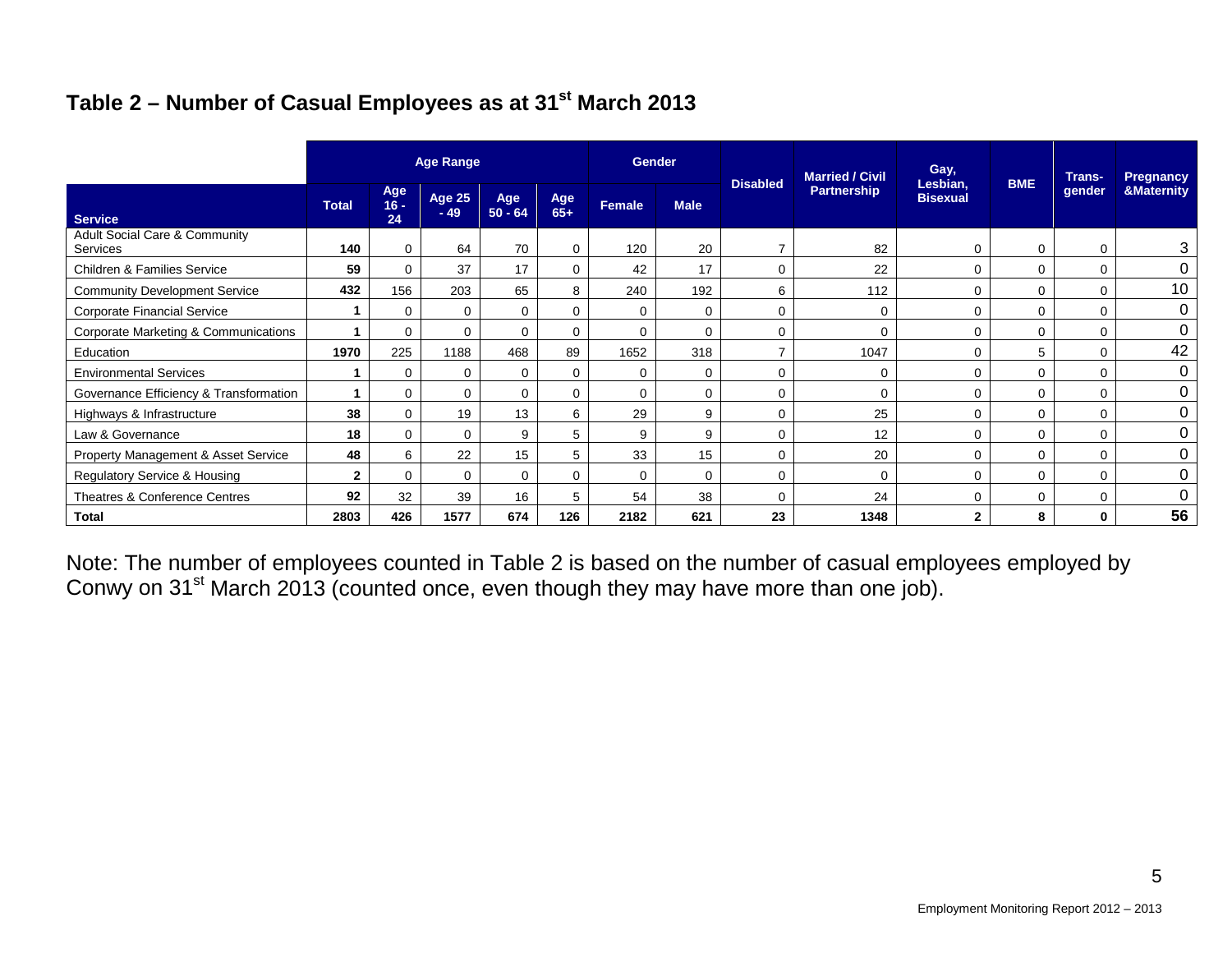## Table 2 – Number of Casual Employees as at 31st March 2013

| Service | Age Range | | | | | Gender | | Disabled | Married / Civil Partnership | Gay, Lesbian, Bisexual | BME | Trans-gender | Pregnancy &Maternity |
|---|---|---|---|---|---|---|---|---|---|---|---|---|---|
| | Total | Age 16 - 24 | Age 25 - 49 | Age 50 - 64 | Age 65+ | Female | Male | | | | | | |
| Adult Social Care & Community Services | **140** | 0 | 64 | 70 | 0 | 120 | 20 | 7 | 82 | 0 | 0 | 0 | 3 |
| Children & Families Service | **59** | 0 | 37 | 17 | 0 | 42 | 17 | 0 | 22 | 0 | 0 | 0 | 0 |
| Community Development Service | **432** | 156 | 203 | 65 | 8 | 240 | 192 | 6 | 112 | 0 | 0 | 0 | 10 |
| Corporate Financial Service | **1** | 0 | 0 | 0 | 0 | 0 | 0 | 0 | 0 | 0 | 0 | 0 | 0 |
| Corporate Marketing & Communications | **1** | 0 | 0 | 0 | 0 | 0 | 0 | 0 | 0 | 0 | 0 | 0 | 0 |
| Education | **1970** | 225 | 1188 | 468 | 89 | 1652 | 318 | 7 | 1047 | 0 | 5 | 0 | 42 |
| Environmental Services | **1** | 0 | 0 | 0 | 0 | 0 | 0 | 0 | 0 | 0 | 0 | 0 | 0 |
| Governance Efficiency & Transformation | **1** | 0 | 0 | 0 | 0 | 0 | 0 | 0 | 0 | 0 | 0 | 0 | 0 |
| Highways & Infrastructure | **38** | 0 | 19 | 13 | 6 | 29 | 9 | 0 | 25 | 0 | 0 | 0 | 0 |
| Law & Governance | **18** | 0 | 0 | 9 | 5 | 9 | 9 | 0 | 12 | 0 | 0 | 0 | 0 |
| Property Management & Asset Service | **48** | 6 | 22 | 15 | 5 | 33 | 15 | 0 | 20 | 0 | 0 | 0 | 0 |
| Regulatory Service & Housing | **2** | 0 | 0 | 0 | 0 | 0 | 0 | 0 | 0 | 0 | 0 | 0 | 0 |
| Theatres & Conference Centres | **92** | 32 | 39 | 16 | 5 | 54 | 38 | 0 | 24 | 0 | 0 | 0 | 0 |
| **Total** | **2803** | **426** | **1577** | **674** | **126** | **2182** | **621** | **23** | **1348** | **2** | **8** | **0** | **56** |

Note: The number of employees counted in Table 2 is based on the number of casual employees employed by Conwy on 31st March 2013 (counted once, even though they may have more than one job).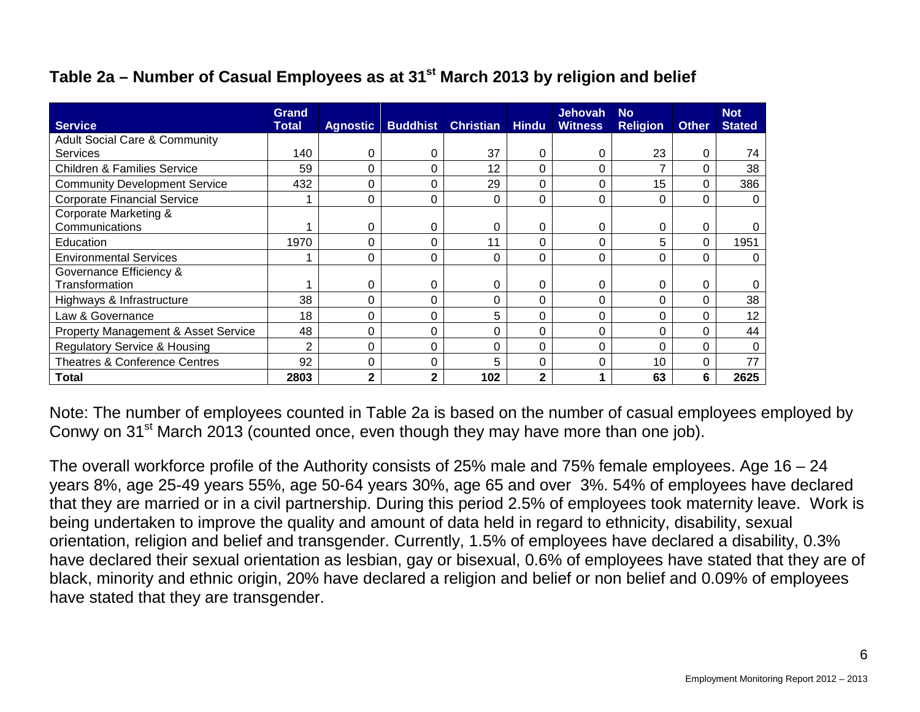## Table 2a – Number of Casual Employees as at 31st March 2013 by religion and belief

| Service | Grand Total | Agnostic | Buddhist | Christian | Hindu | Jehovah Witness | No Religion | Other | Not Stated |
|---|---|---|---|---|---|---|---|---|---|
| Adult Social Care & Community Services | 140 | 0 | 0 | 37 | 0 | 0 | 23 | 0 | 74 |
| Children & Families Service | 59 | 0 | 0 | 12 | 0 | 0 | 7 | 0 | 38 |
| Community Development Service | 432 | 0 | 0 | 29 | 0 | 0 | 15 | 0 | 386 |
| Corporate Financial Service | 1 | 0 | 0 | 0 | 0 | 0 | 0 | 0 | 0 |
| Corporate Marketing & Communications | 1 | 0 | 0 | 0 | 0 | 0 | 0 | 0 | 0 |
| Education | 1970 | 0 | 0 | 11 | 0 | 0 | 5 | 0 | 1951 |
| Environmental Services | 1 | 0 | 0 | 0 | 0 | 0 | 0 | 0 | 0 |
| Governance Efficiency & Transformation | 1 | 0 | 0 | 0 | 0 | 0 | 0 | 0 | 0 |
| Highways & Infrastructure | 38 | 0 | 0 | 0 | 0 | 0 | 0 | 0 | 38 |
| Law & Governance | 18 | 0 | 0 | 5 | 0 | 0 | 0 | 0 | 12 |
| Property Management & Asset Service | 48 | 0 | 0 | 0 | 0 | 0 | 0 | 0 | 44 |
| Regulatory Service & Housing | 2 | 0 | 0 | 0 | 0 | 0 | 0 | 0 | 0 |
| Theatres & Conference Centres | 92 | 0 | 0 | 5 | 0 | 0 | 10 | 0 | 77 |
| **Total** | **2803** | **2** | **2** | **102** | **2** | **1** | **63** | **6** | **2625** |

Note: The number of employees counted in Table 2a is based on the number of casual employees employed by Conwy on 31st March 2013 (counted once, even though they may have more than one job).

The overall workforce profile of the Authority consists of 25% male and 75% female employees. Age 16 – 24 years 8%, age 25-49 years 55%, age 50-64 years 30%, age 65 and over 3%. 54% of employees have declared that they are married or in a civil partnership. During this period 2.5% of employees took maternity leave. Work is being undertaken to improve the quality and amount of data held in regard to ethnicity, disability, sexual orientation, religion and belief and transgender. Currently, 1.5% of employees have declared a disability, 0.3% have declared their sexual orientation as lesbian, gay or bisexual, 0.6% of employees have stated that they are of black, minority and ethnic origin, 20% have declared a religion and belief or non belief and 0.09% of employees have stated that they are transgender.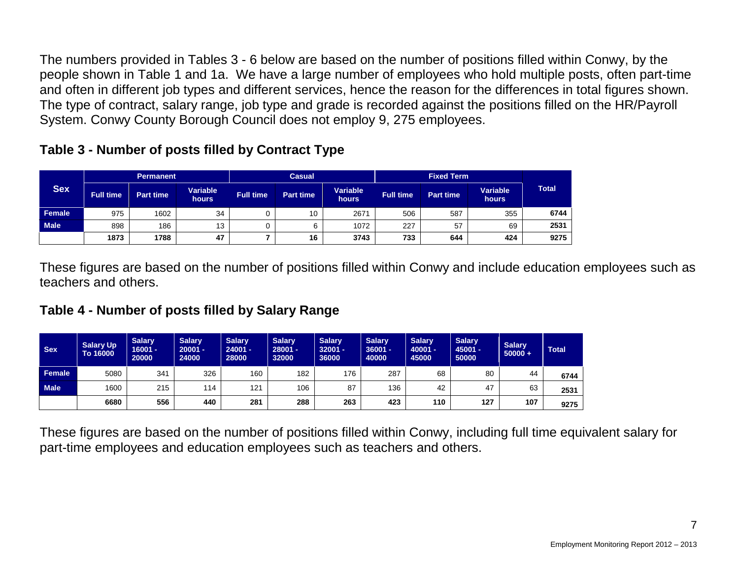The numbers provided in Tables 3 - 6 below are based on the number of positions filled within Conwy, by the people shown in Table 1 and 1a. We have a large number of employees who hold multiple posts, often part-time and often in different job types and different services, hence the reason for the differences in total figures shown. The type of contract, salary range, job type and grade is recorded against the positions filled on the HR/Payroll System. Conwy County Borough Council does not employ 9, 275 employees.

## Table 3 - Number of posts filled by Contract Type

| Sex | Permanent | | | Casual | | | Fixed Term | | | Total |
|---|---|---|---|---|---|---|---|---|---|---|
| | Full time | Part time | Variable hours | Full time | Part time | Variable hours | Full time | Part time | Variable hours | |
| Female | 975 | 1602 | 34 | 0 | 10 | 2671 | 506 | 587 | 355 | **6744** |
| Male | 898 | 186 | 13 | 0 | 6 | 1072 | 227 | 57 | 69 | **2531** |
| | **1873** | **1788** | **47** | **7** | **16** | **3743** | **733** | **644** | **424** | **9275** |

These figures are based on the number of positions filled within Conwy and include education employees such as teachers and others.

## Table 4 - Number of posts filled by Salary Range

| Sex | Salary Up To 16000 | Salary 16001 - 20000 | Salary 20001 - 24000 | Salary 24001 - 28000 | Salary 28001 - 32000 | Salary 32001 - 36000 | Salary 36001 - 40000 | Salary 40001 - 45000 | Salary 45001 - 50000 | Salary 50000 + | Total |
|---|---|---|---|---|---|---|---|---|---|---|---|
| Female | 5080 | 341 | 326 | 160 | 182 | 176 | 287 | 68 | 80 | 44 | **6744** |
| Male | 1600 | 215 | 114 | 121 | 106 | 87 | 136 | 42 | 47 | 63 | **2531** |
| | **6680** | **556** | **440** | **281** | **288** | **263** | **423** | **110** | **127** | **107** | **9275** |

These figures are based on the number of positions filled within Conwy, including full time equivalent salary for part-time employees and education employees such as teachers and others.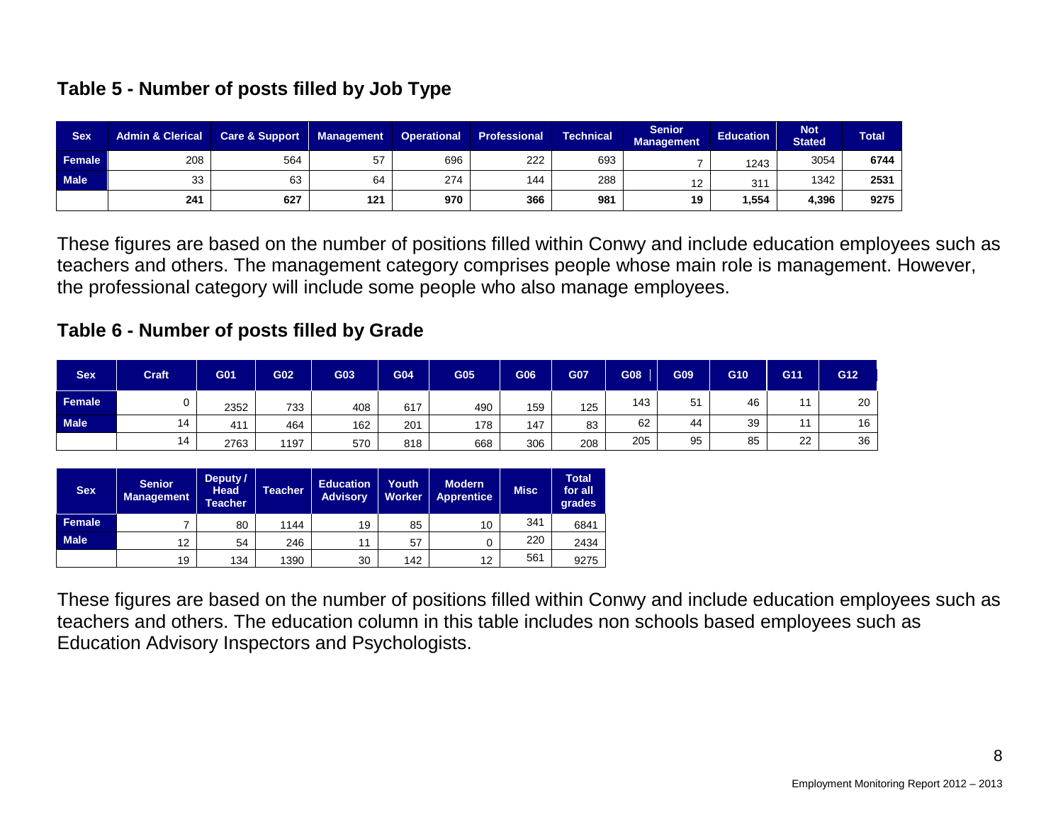## Table 5 - Number of posts filled by Job Type

| Sex | Admin & Clerical | Care & Support | Management | Operational | Professional | Technical | Senior Management | Education | Not Stated | Total |
|---|---|---|---|---|---|---|---|---|---|---|
| Female | 208 | 564 | 57 | 696 | 222 | 693 | 7 | 1243 | 3054 | **6744** |
| Male | 33 | 63 | 64 | 274 | 144 | 288 | 12 | 311 | 1342 | **2531** |
| | **241** | **627** | **121** | **970** | **366** | **981** | **19** | **1,554** | **4,396** | **9275** |

These figures are based on the number of positions filled within Conwy and include education employees such as teachers and others. The management category comprises people whose main role is management. However, the professional category will include some people who also manage employees.

## Table 6 - Number of posts filled by Grade

| Sex | Craft | G01 | G02 | G03 | G04 | G05 | G06 | G07 | G08 | G09 | G10 | G11 | G12 |
|---|---|---|---|---|---|---|---|---|---|---|---|---|---|
| Female | 0 | 2352 | 733 | 408 | 617 | 490 | 159 | 125 | 143 | 51 | 46 | 11 | 20 |
| Male | 14 | 411 | 464 | 162 | 201 | 178 | 147 | 83 | 62 | 44 | 39 | 11 | 16 |
| | 14 | 2763 | 1197 | 570 | 818 | 668 | 306 | 208 | 205 | 95 | 85 | 22 | 36 |

| Sex | Senior Management | Deputy / Head Teacher | Teacher | Education Advisory | Youth Worker | Modern Apprentice | Misc | Total for all grades |
|---|---|---|---|---|---|---|---|---|
| Female | 7 | 80 | 1144 | 19 | 85 | 10 | 341 | 6841 |
| Male | 12 | 54 | 246 | 11 | 57 | 0 | 220 | 2434 |
| | 19 | 134 | 1390 | 30 | 142 | 12 | 561 | 9275 |

These figures are based on the number of positions filled within Conwy and include education employees such as teachers and others. The education column in this table includes non schools based employees such as Education Advisory Inspectors and Psychologists.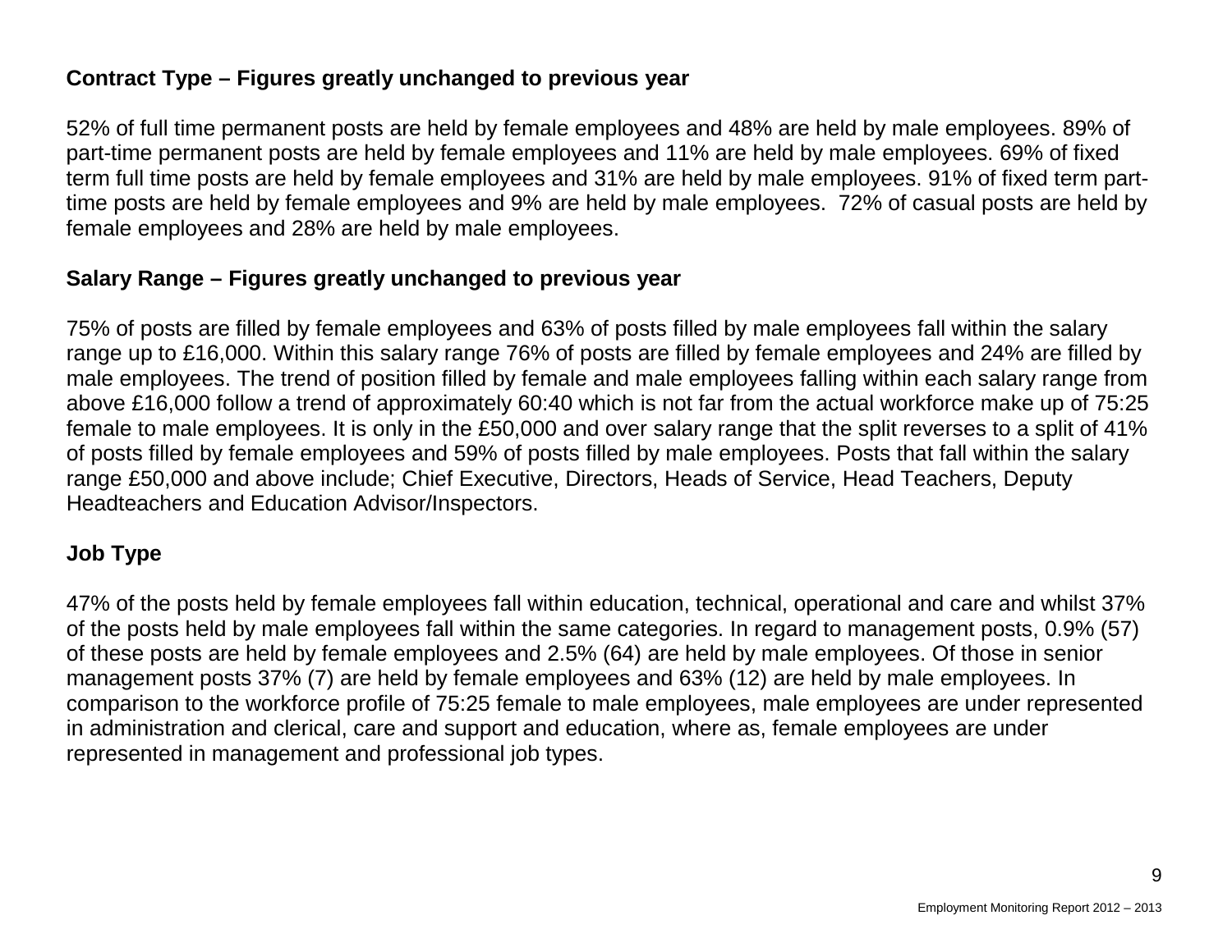**Contract Type – Figures greatly unchanged to previous year**

52% of full time permanent posts are held by female employees and 48% are held by male employees. 89% of part-time permanent posts are held by female employees and 11% are held by male employees. 69% of fixed term full time posts are held by female employees and 31% are held by male employees. 91% of fixed term part-time posts are held by female employees and 9% are held by male employees. 72% of casual posts are held by female employees and 28% are held by male employees.

**Salary Range – Figures greatly unchanged to previous year**

75% of posts are filled by female employees and 63% of posts filled by male employees fall within the salary range up to £16,000. Within this salary range 76% of posts are filled by female employees and 24% are filled by male employees. The trend of position filled by female and male employees falling within each salary range from above £16,000 follow a trend of approximately 60:40 which is not far from the actual workforce make up of 75:25 female to male employees. It is only in the £50,000 and over salary range that the split reverses to a split of 41% of posts filled by female employees and 59% of posts filled by male employees. Posts that fall within the salary range £50,000 and above include; Chief Executive, Directors, Heads of Service, Head Teachers, Deputy Headteachers and Education Advisor/Inspectors.

**Job Type**

47% of the posts held by female employees fall within education, technical, operational and care and whilst 37% of the posts held by male employees fall within the same categories. In regard to management posts, 0.9% (57) of these posts are held by female employees and 2.5% (64) are held by male employees. Of those in senior management posts 37% (7) are held by female employees and 63% (12) are held by male employees. In comparison to the workforce profile of 75:25 female to male employees, male employees are under represented in administration and clerical, care and support and education, where as, female employees are under represented in management and professional job types.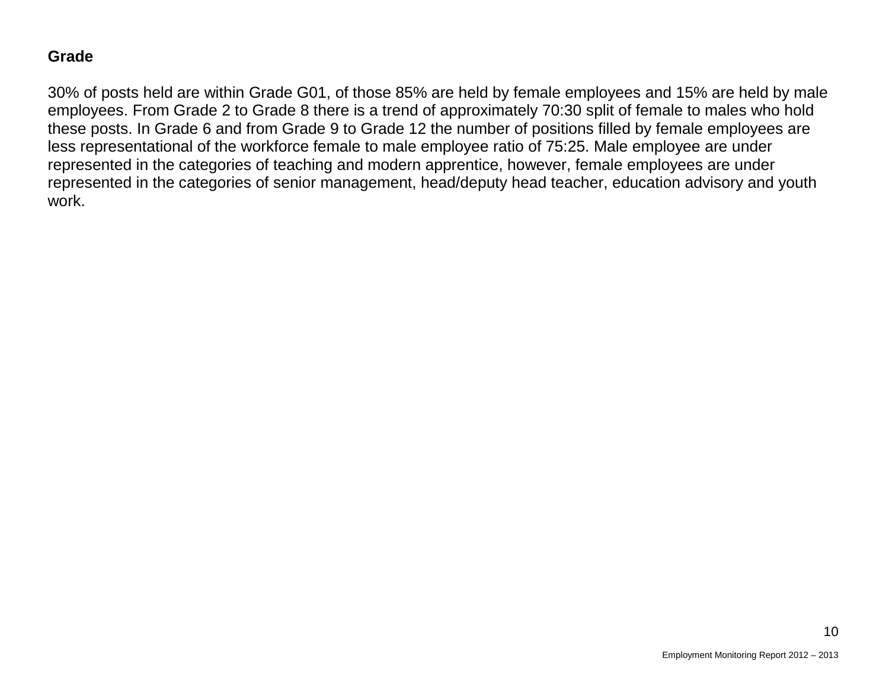**Grade**

30% of posts held are within Grade G01, of those 85% are held by female employees and 15% are held by male employees. From Grade 2 to Grade 8 there is a trend of approximately 70:30 split of female to males who hold these posts. In Grade 6 and from Grade 9 to Grade 12 the number of positions filled by female employees are less representational of the workforce female to male employee ratio of 75:25. Male employee are under represented in the categories of teaching and modern apprentice, however, female employees are under represented in the categories of senior management, head/deputy head teacher, education advisory and youth work.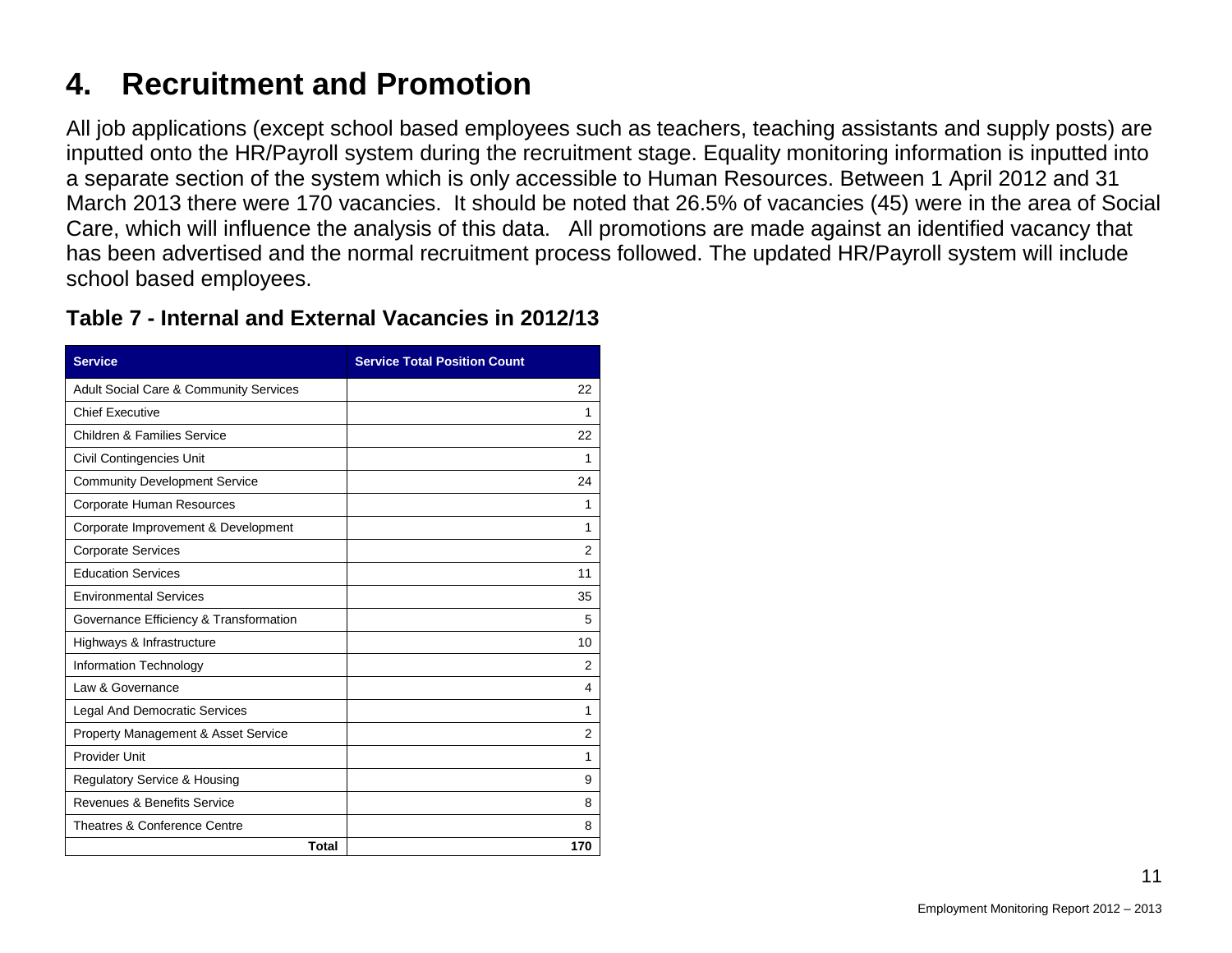# 4. Recruitment and Promotion

All job applications (except school based employees such as teachers, teaching assistants and supply posts) are inputted onto the HR/Payroll system during the recruitment stage. Equality monitoring information is inputted into a separate section of the system which is only accessible to Human Resources. Between 1 April 2012 and 31 March 2013 there were 170 vacancies. It should be noted that 26.5% of vacancies (45) were in the area of Social Care, which will influence the analysis of this data. All promotions are made against an identified vacancy that has been advertised and the normal recruitment process followed. The updated HR/Payroll system will include school based employees.

### Table 7 - Internal and External Vacancies in 2012/13

| Service | Service Total Position Count |
|---|---|
| Adult Social Care & Community Services | 22 |
| Chief Executive | 1 |
| Children & Families Service | 22 |
| Civil Contingencies Unit | 1 |
| Community Development Service | 24 |
| Corporate Human Resources | 1 |
| Corporate Improvement & Development | 1 |
| Corporate Services | 2 |
| Education Services | 11 |
| Environmental Services | 35 |
| Governance Efficiency & Transformation | 5 |
| Highways & Infrastructure | 10 |
| Information Technology | 2 |
| Law & Governance | 4 |
| Legal And Democratic Services | 1 |
| Property Management & Asset Service | 2 |
| Provider Unit | 1 |
| Regulatory Service & Housing | 9 |
| Revenues & Benefits Service | 8 |
| Theatres & Conference Centre | 8 |
| **Total** | **170** |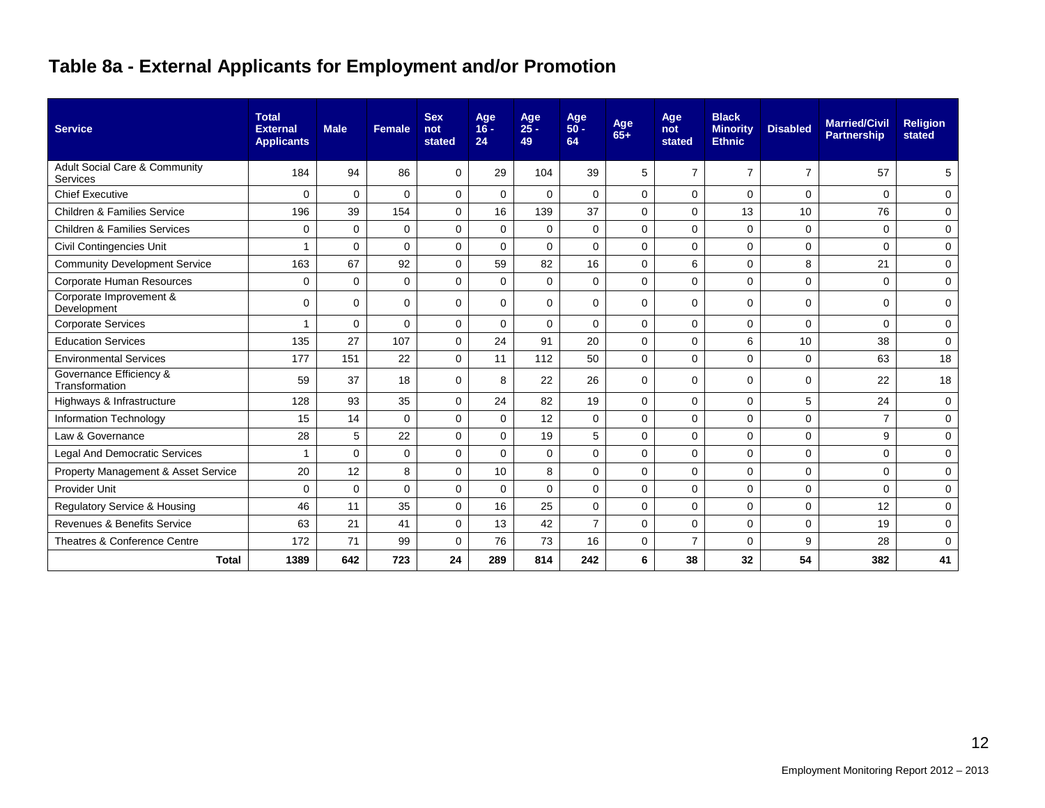# Table 8a - External Applicants for Employment and/or Promotion

| Service | Total External Applicants | Male | Female | Sex not stated | Age 16 - 24 | Age 25 - 49 | Age 50 - 64 | Age 65+ | Age not stated | Black Minority Ethnic | Disabled | Married/Civil Partnership | Religion stated |
|---|---|---|---|---|---|---|---|---|---|---|---|---|---|
| Adult Social Care & Community Services | 184 | 94 | 86 | 0 | 29 | 104 | 39 | 5 | 7 | 7 | 7 | 57 | 5 |
| Chief Executive | 0 | 0 | 0 | 0 | 0 | 0 | 0 | 0 | 0 | 0 | 0 | 0 | 0 |
| Children & Families Service | 196 | 39 | 154 | 0 | 16 | 139 | 37 | 0 | 0 | 13 | 10 | 76 | 0 |
| Children & Families Services | 0 | 0 | 0 | 0 | 0 | 0 | 0 | 0 | 0 | 0 | 0 | 0 | 0 |
| Civil Contingencies Unit | 1 | 0 | 0 | 0 | 0 | 0 | 0 | 0 | 0 | 0 | 0 | 0 | 0 |
| Community Development Service | 163 | 67 | 92 | 0 | 59 | 82 | 16 | 0 | 6 | 0 | 8 | 21 | 0 |
| Corporate Human Resources | 0 | 0 | 0 | 0 | 0 | 0 | 0 | 0 | 0 | 0 | 0 | 0 | 0 |
| Corporate Improvement & Development | 0 | 0 | 0 | 0 | 0 | 0 | 0 | 0 | 0 | 0 | 0 | 0 | 0 |
| Corporate Services | 1 | 0 | 0 | 0 | 0 | 0 | 0 | 0 | 0 | 0 | 0 | 0 | 0 |
| Education Services | 135 | 27 | 107 | 0 | 24 | 91 | 20 | 0 | 0 | 6 | 10 | 38 | 0 |
| Environmental Services | 177 | 151 | 22 | 0 | 11 | 112 | 50 | 0 | 0 | 0 | 0 | 63 | 18 |
| Governance Efficiency & Transformation | 59 | 37 | 18 | 0 | 8 | 22 | 26 | 0 | 0 | 0 | 0 | 22 | 18 |
| Highways & Infrastructure | 128 | 93 | 35 | 0 | 24 | 82 | 19 | 0 | 0 | 0 | 5 | 24 | 0 |
| Information Technology | 15 | 14 | 0 | 0 | 0 | 12 | 0 | 0 | 0 | 0 | 0 | 7 | 0 |
| Law & Governance | 28 | 5 | 22 | 0 | 0 | 19 | 5 | 0 | 0 | 0 | 0 | 9 | 0 |
| Legal And Democratic Services | 1 | 0 | 0 | 0 | 0 | 0 | 0 | 0 | 0 | 0 | 0 | 0 | 0 |
| Property Management & Asset Service | 20 | 12 | 8 | 0 | 10 | 8 | 0 | 0 | 0 | 0 | 0 | 0 | 0 |
| Provider Unit | 0 | 0 | 0 | 0 | 0 | 0 | 0 | 0 | 0 | 0 | 0 | 0 | 0 |
| Regulatory Service & Housing | 46 | 11 | 35 | 0 | 16 | 25 | 0 | 0 | 0 | 0 | 0 | 12 | 0 |
| Revenues & Benefits Service | 63 | 21 | 41 | 0 | 13 | 42 | 7 | 0 | 0 | 0 | 0 | 19 | 0 |
| Theatres & Conference Centre | 172 | 71 | 99 | 0 | 76 | 73 | 16 | 0 | 7 | 0 | 9 | 28 | 0 |
| **Total** | **1389** | **642** | **723** | **24** | **289** | **814** | **242** | **6** | **38** | **32** | **54** | **382** | **41** |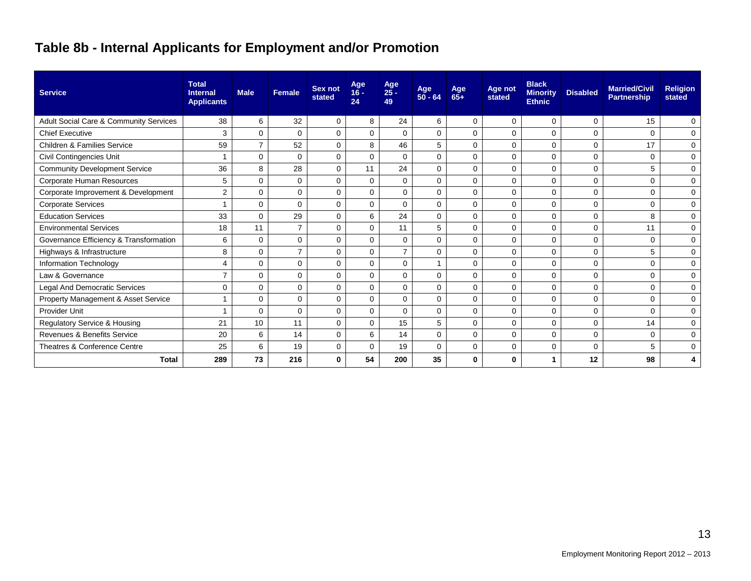# Table 8b - Internal Applicants for Employment and/or Promotion

| Service | Total Internal Applicants | Male | Female | Sex not stated | Age 16 - 24 | Age 25 - 49 | Age 50 - 64 | Age 65+ | Age not stated | Black Minority Ethnic | Disabled | Married/Civil Partnership | Religion stated |
|---|---|---|---|---|---|---|---|---|---|---|---|---|---|
| Adult Social Care & Community Services | 38 | 6 | 32 | 0 | 8 | 24 | 6 | 0 | 0 | 0 | 0 | 15 | 0 |
| Chief Executive | 3 | 0 | 0 | 0 | 0 | 0 | 0 | 0 | 0 | 0 | 0 | 0 | 0 |
| Children & Families Service | 59 | 7 | 52 | 0 | 8 | 46 | 5 | 0 | 0 | 0 | 0 | 17 | 0 |
| Civil Contingencies Unit | 1 | 0 | 0 | 0 | 0 | 0 | 0 | 0 | 0 | 0 | 0 | 0 | 0 |
| Community Development Service | 36 | 8 | 28 | 0 | 11 | 24 | 0 | 0 | 0 | 0 | 0 | 5 | 0 |
| Corporate Human Resources | 5 | 0 | 0 | 0 | 0 | 0 | 0 | 0 | 0 | 0 | 0 | 0 | 0 |
| Corporate Improvement & Development | 2 | 0 | 0 | 0 | 0 | 0 | 0 | 0 | 0 | 0 | 0 | 0 | 0 |
| Corporate Services | 1 | 0 | 0 | 0 | 0 | 0 | 0 | 0 | 0 | 0 | 0 | 0 | 0 |
| Education Services | 33 | 0 | 29 | 0 | 6 | 24 | 0 | 0 | 0 | 0 | 0 | 8 | 0 |
| Environmental Services | 18 | 11 | 7 | 0 | 0 | 11 | 5 | 0 | 0 | 0 | 0 | 11 | 0 |
| Governance Efficiency & Transformation | 6 | 0 | 0 | 0 | 0 | 0 | 0 | 0 | 0 | 0 | 0 | 0 | 0 |
| Highways & Infrastructure | 8 | 0 | 7 | 0 | 0 | 7 | 0 | 0 | 0 | 0 | 0 | 5 | 0 |
| Information Technology | 4 | 0 | 0 | 0 | 0 | 0 | 1 | 0 | 0 | 0 | 0 | 0 | 0 |
| Law & Governance | 7 | 0 | 0 | 0 | 0 | 0 | 0 | 0 | 0 | 0 | 0 | 0 | 0 |
| Legal And Democratic Services | 0 | 0 | 0 | 0 | 0 | 0 | 0 | 0 | 0 | 0 | 0 | 0 | 0 |
| Property Management & Asset Service | 1 | 0 | 0 | 0 | 0 | 0 | 0 | 0 | 0 | 0 | 0 | 0 | 0 |
| Provider Unit | 1 | 0 | 0 | 0 | 0 | 0 | 0 | 0 | 0 | 0 | 0 | 0 | 0 |
| Regulatory Service & Housing | 21 | 10 | 11 | 0 | 0 | 15 | 5 | 0 | 0 | 0 | 0 | 14 | 0 |
| Revenues & Benefits Service | 20 | 6 | 14 | 0 | 6 | 14 | 0 | 0 | 0 | 0 | 0 | 0 | 0 |
| Theatres & Conference Centre | 25 | 6 | 19 | 0 | 0 | 19 | 0 | 0 | 0 | 0 | 0 | 5 | 0 |
| **Total** | **289** | **73** | **216** | **0** | **54** | **200** | **35** | **0** | **0** | **1** | **12** | **98** | **4** |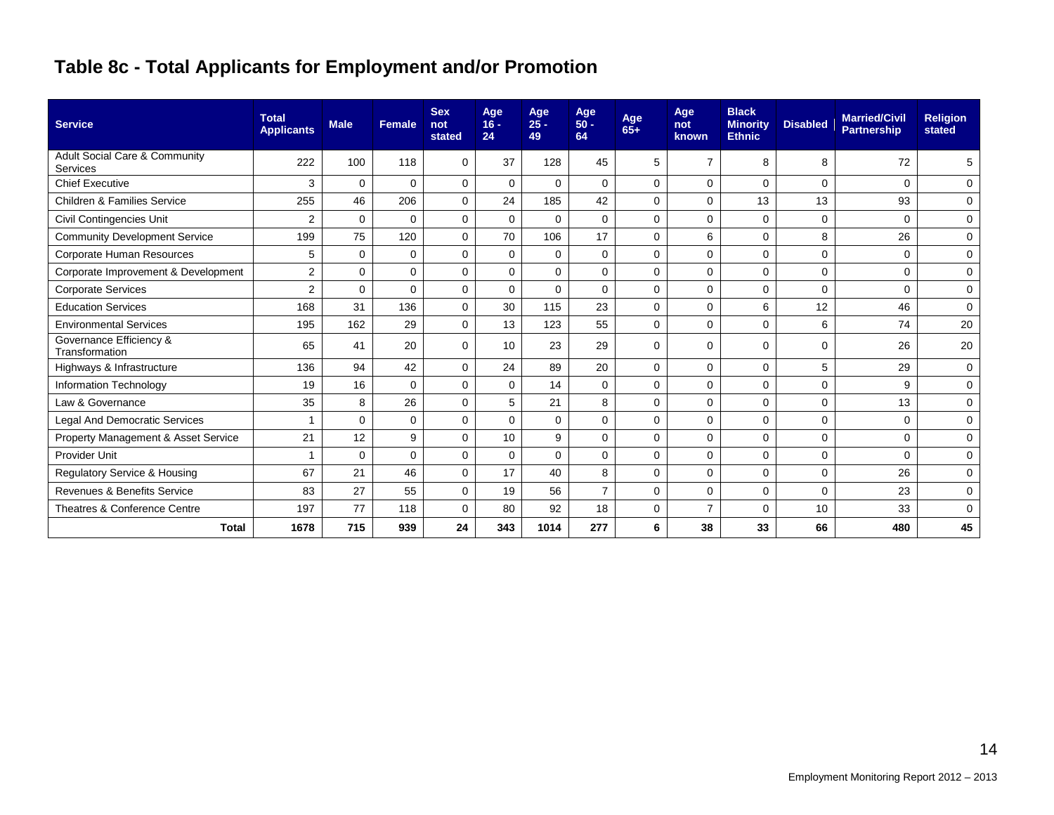# Table 8c - Total Applicants for Employment and/or Promotion

| Service | Total Applicants | Male | Female | Sex not stated | Age 16 - 24 | Age 25 - 49 | Age 50 - 64 | Age 65+ | Age not known | Black Minority Ethnic | Disabled | Married/Civil Partnership | Religion stated |
|---|---|---|---|---|---|---|---|---|---|---|---|---|---|
| Adult Social Care & Community Services | 222 | 100 | 118 | 0 | 37 | 128 | 45 | 5 | 7 | 8 | 8 | 72 | 5 |
| Chief Executive | 3 | 0 | 0 | 0 | 0 | 0 | 0 | 0 | 0 | 0 | 0 | 0 | 0 |
| Children & Families Service | 255 | 46 | 206 | 0 | 24 | 185 | 42 | 0 | 0 | 13 | 13 | 93 | 0 |
| Civil Contingencies Unit | 2 | 0 | 0 | 0 | 0 | 0 | 0 | 0 | 0 | 0 | 0 | 0 | 0 |
| Community Development Service | 199 | 75 | 120 | 0 | 70 | 106 | 17 | 0 | 6 | 0 | 8 | 26 | 0 |
| Corporate Human Resources | 5 | 0 | 0 | 0 | 0 | 0 | 0 | 0 | 0 | 0 | 0 | 0 | 0 |
| Corporate Improvement & Development | 2 | 0 | 0 | 0 | 0 | 0 | 0 | 0 | 0 | 0 | 0 | 0 | 0 |
| Corporate Services | 2 | 0 | 0 | 0 | 0 | 0 | 0 | 0 | 0 | 0 | 0 | 0 | 0 |
| Education Services | 168 | 31 | 136 | 0 | 30 | 115 | 23 | 0 | 0 | 6 | 12 | 46 | 0 |
| Environmental Services | 195 | 162 | 29 | 0 | 13 | 123 | 55 | 0 | 0 | 0 | 6 | 74 | 20 |
| Governance Efficiency & Transformation | 65 | 41 | 20 | 0 | 10 | 23 | 29 | 0 | 0 | 0 | 0 | 26 | 20 |
| Highways & Infrastructure | 136 | 94 | 42 | 0 | 24 | 89 | 20 | 0 | 0 | 0 | 5 | 29 | 0 |
| Information Technology | 19 | 16 | 0 | 0 | 0 | 14 | 0 | 0 | 0 | 0 | 0 | 9 | 0 |
| Law & Governance | 35 | 8 | 26 | 0 | 5 | 21 | 8 | 0 | 0 | 0 | 0 | 13 | 0 |
| Legal And Democratic Services | 1 | 0 | 0 | 0 | 0 | 0 | 0 | 0 | 0 | 0 | 0 | 0 | 0 |
| Property Management & Asset Service | 21 | 12 | 9 | 0 | 10 | 9 | 0 | 0 | 0 | 0 | 0 | 0 | 0 |
| Provider Unit | 1 | 0 | 0 | 0 | 0 | 0 | 0 | 0 | 0 | 0 | 0 | 0 | 0 |
| Regulatory Service & Housing | 67 | 21 | 46 | 0 | 17 | 40 | 8 | 0 | 0 | 0 | 0 | 26 | 0 |
| Revenues & Benefits Service | 83 | 27 | 55 | 0 | 19 | 56 | 7 | 0 | 0 | 0 | 0 | 23 | 0 |
| Theatres & Conference Centre | 197 | 77 | 118 | 0 | 80 | 92 | 18 | 0 | 7 | 0 | 10 | 33 | 0 |
| **Total** | **1678** | **715** | **939** | **24** | **343** | **1014** | **277** | **6** | **38** | **33** | **66** | **480** | **45** |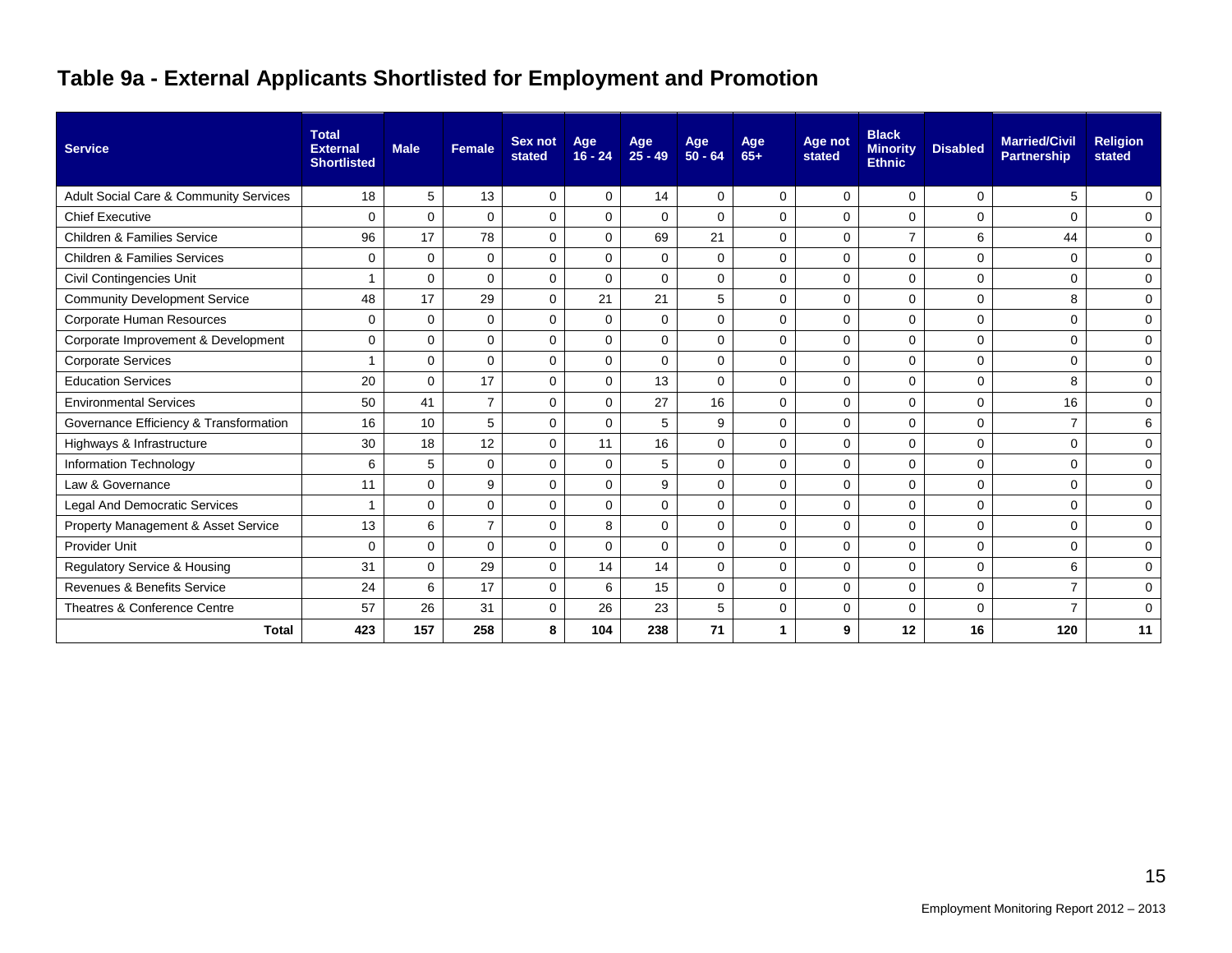# Table 9a - External Applicants Shortlisted for Employment and Promotion

| Service | Total External Shortlisted | Male | Female | Sex not stated | Age 16 - 24 | Age 25 - 49 | Age 50 - 64 | Age 65+ | Age not stated | Black Minority Ethnic | Disabled | Married/Civil Partnership | Religion stated |
|---|---|---|---|---|---|---|---|---|---|---|---|---|---|
| Adult Social Care & Community Services | 18 | 5 | 13 | 0 | 0 | 14 | 0 | 0 | 0 | 0 | 0 | 5 | 0 |
| Chief Executive | 0 | 0 | 0 | 0 | 0 | 0 | 0 | 0 | 0 | 0 | 0 | 0 | 0 |
| Children & Families Service | 96 | 17 | 78 | 0 | 0 | 69 | 21 | 0 | 0 | 7 | 6 | 44 | 0 |
| Children & Families Services | 0 | 0 | 0 | 0 | 0 | 0 | 0 | 0 | 0 | 0 | 0 | 0 | 0 |
| Civil Contingencies Unit | 1 | 0 | 0 | 0 | 0 | 0 | 0 | 0 | 0 | 0 | 0 | 0 | 0 |
| Community Development Service | 48 | 17 | 29 | 0 | 21 | 21 | 5 | 0 | 0 | 0 | 0 | 8 | 0 |
| Corporate Human Resources | 0 | 0 | 0 | 0 | 0 | 0 | 0 | 0 | 0 | 0 | 0 | 0 | 0 |
| Corporate Improvement & Development | 0 | 0 | 0 | 0 | 0 | 0 | 0 | 0 | 0 | 0 | 0 | 0 | 0 |
| Corporate Services | 1 | 0 | 0 | 0 | 0 | 0 | 0 | 0 | 0 | 0 | 0 | 0 | 0 |
| Education Services | 20 | 0 | 17 | 0 | 0 | 13 | 0 | 0 | 0 | 0 | 0 | 8 | 0 |
| Environmental Services | 50 | 41 | 7 | 0 | 0 | 27 | 16 | 0 | 0 | 0 | 0 | 16 | 0 |
| Governance Efficiency & Transformation | 16 | 10 | 5 | 0 | 0 | 5 | 9 | 0 | 0 | 0 | 0 | 7 | 6 |
| Highways & Infrastructure | 30 | 18 | 12 | 0 | 11 | 16 | 0 | 0 | 0 | 0 | 0 | 0 | 0 |
| Information Technology | 6 | 5 | 0 | 0 | 0 | 5 | 0 | 0 | 0 | 0 | 0 | 0 | 0 |
| Law & Governance | 11 | 0 | 9 | 0 | 0 | 9 | 0 | 0 | 0 | 0 | 0 | 0 | 0 |
| Legal And Democratic Services | 1 | 0 | 0 | 0 | 0 | 0 | 0 | 0 | 0 | 0 | 0 | 0 | 0 |
| Property Management & Asset Service | 13 | 6 | 7 | 0 | 8 | 0 | 0 | 0 | 0 | 0 | 0 | 0 | 0 |
| Provider Unit | 0 | 0 | 0 | 0 | 0 | 0 | 0 | 0 | 0 | 0 | 0 | 0 | 0 |
| Regulatory Service & Housing | 31 | 0 | 29 | 0 | 14 | 14 | 0 | 0 | 0 | 0 | 0 | 6 | 0 |
| Revenues & Benefits Service | 24 | 6 | 17 | 0 | 6 | 15 | 0 | 0 | 0 | 0 | 0 | 7 | 0 |
| Theatres & Conference Centre | 57 | 26 | 31 | 0 | 26 | 23 | 5 | 0 | 0 | 0 | 0 | 7 | 0 |
| **Total** | **423** | **157** | **258** | **8** | **104** | **238** | **71** | **1** | **9** | **12** | **16** | **120** | **11** |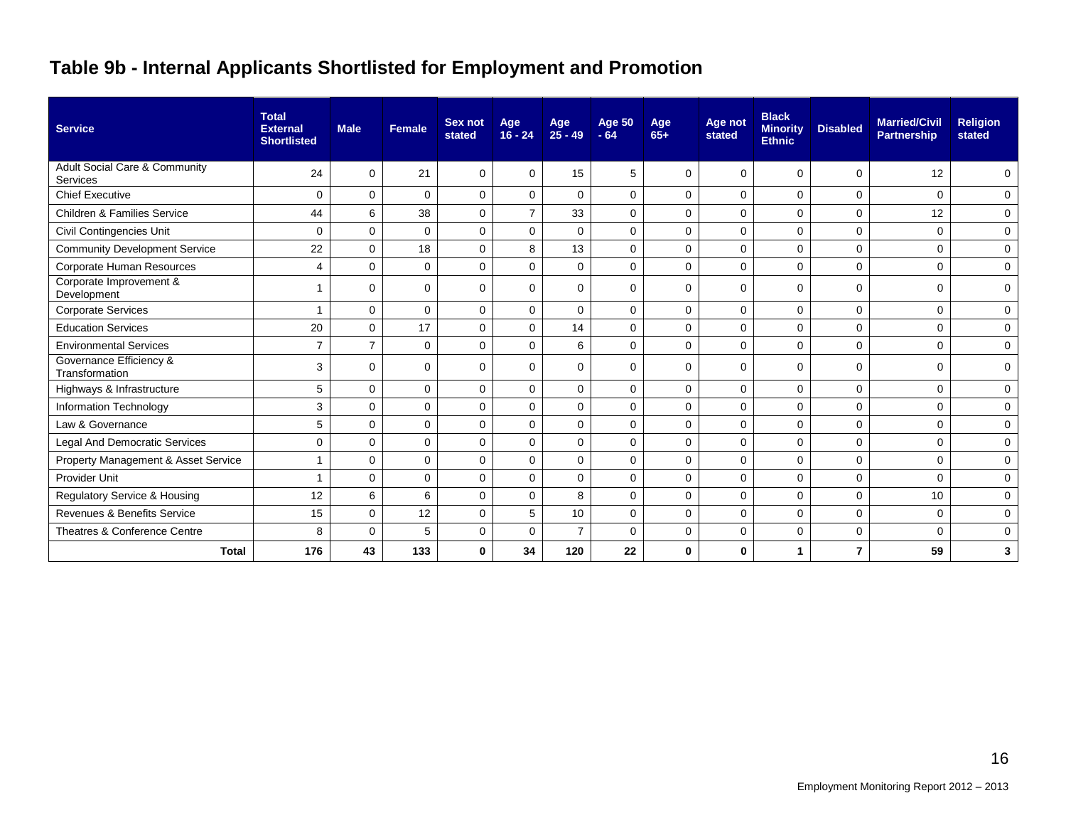# Table 9b - Internal Applicants Shortlisted for Employment and Promotion

| Service | Total External Shortlisted | Male | Female | Sex not stated | Age 16 - 24 | Age 25 - 49 | Age 50 - 64 | Age 65+ | Age not stated | Black Minority Ethnic | Disabled | Married/Civil Partnership | Religion stated |
|---|---|---|---|---|---|---|---|---|---|---|---|---|---|
| Adult Social Care & Community Services | 24 | 0 | 21 | 0 | 0 | 15 | 5 | 0 | 0 | 0 | 0 | 12 | 0 |
| Chief Executive | 0 | 0 | 0 | 0 | 0 | 0 | 0 | 0 | 0 | 0 | 0 | 0 | 0 |
| Children & Families Service | 44 | 6 | 38 | 0 | 7 | 33 | 0 | 0 | 0 | 0 | 0 | 12 | 0 |
| Civil Contingencies Unit | 0 | 0 | 0 | 0 | 0 | 0 | 0 | 0 | 0 | 0 | 0 | 0 | 0 |
| Community Development Service | 22 | 0 | 18 | 0 | 8 | 13 | 0 | 0 | 0 | 0 | 0 | 0 | 0 |
| Corporate Human Resources | 4 | 0 | 0 | 0 | 0 | 0 | 0 | 0 | 0 | 0 | 0 | 0 | 0 |
| Corporate Improvement & Development | 1 | 0 | 0 | 0 | 0 | 0 | 0 | 0 | 0 | 0 | 0 | 0 | 0 |
| Corporate Services | 1 | 0 | 0 | 0 | 0 | 0 | 0 | 0 | 0 | 0 | 0 | 0 | 0 |
| Education Services | 20 | 0 | 17 | 0 | 0 | 14 | 0 | 0 | 0 | 0 | 0 | 0 | 0 |
| Environmental Services | 7 | 7 | 0 | 0 | 0 | 6 | 0 | 0 | 0 | 0 | 0 | 0 | 0 |
| Governance Efficiency & Transformation | 3 | 0 | 0 | 0 | 0 | 0 | 0 | 0 | 0 | 0 | 0 | 0 | 0 |
| Highways & Infrastructure | 5 | 0 | 0 | 0 | 0 | 0 | 0 | 0 | 0 | 0 | 0 | 0 | 0 |
| Information Technology | 3 | 0 | 0 | 0 | 0 | 0 | 0 | 0 | 0 | 0 | 0 | 0 | 0 |
| Law & Governance | 5 | 0 | 0 | 0 | 0 | 0 | 0 | 0 | 0 | 0 | 0 | 0 | 0 |
| Legal And Democratic Services | 0 | 0 | 0 | 0 | 0 | 0 | 0 | 0 | 0 | 0 | 0 | 0 | 0 |
| Property Management & Asset Service | 1 | 0 | 0 | 0 | 0 | 0 | 0 | 0 | 0 | 0 | 0 | 0 | 0 |
| Provider Unit | 1 | 0 | 0 | 0 | 0 | 0 | 0 | 0 | 0 | 0 | 0 | 0 | 0 |
| Regulatory Service & Housing | 12 | 6 | 6 | 0 | 0 | 8 | 0 | 0 | 0 | 0 | 0 | 10 | 0 |
| Revenues & Benefits Service | 15 | 0 | 12 | 0 | 5 | 10 | 0 | 0 | 0 | 0 | 0 | 0 | 0 |
| Theatres & Conference Centre | 8 | 0 | 5 | 0 | 0 | 7 | 0 | 0 | 0 | 0 | 0 | 0 | 0 |
| **Total** | **176** | **43** | **133** | **0** | **34** | **120** | **22** | **0** | **0** | **1** | **7** | **59** | **3** |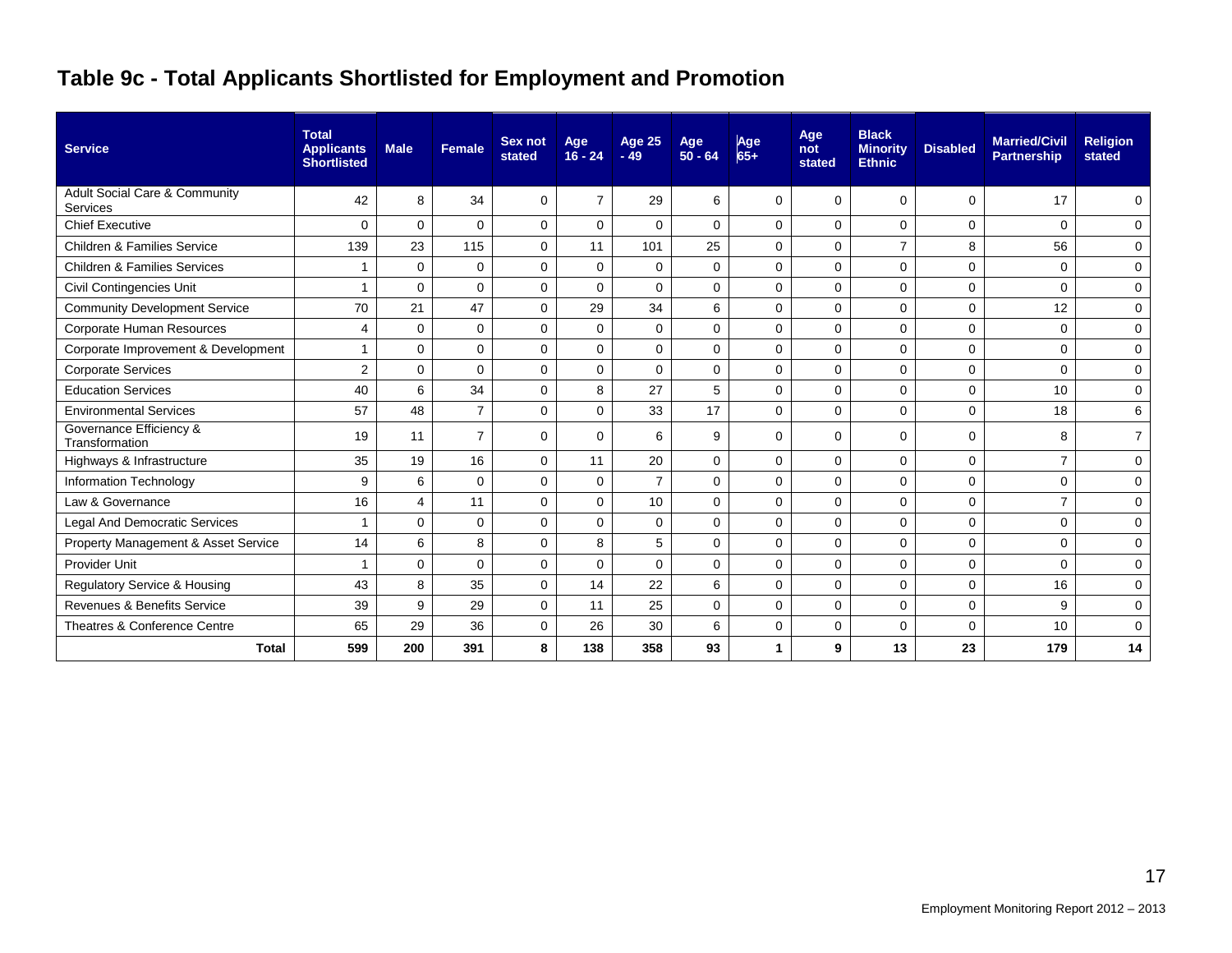# Table 9c - Total Applicants Shortlisted for Employment and Promotion

| Service | Total Applicants Shortlisted | Male | Female | Sex not stated | Age 16 - 24 | Age 25 - 49 | Age 50 - 64 | Age 65+ | Age not stated | Black Minority Ethnic | Disabled | Married/Civil Partnership | Religion stated |
|---|---|---|---|---|---|---|---|---|---|---|---|---|---|
| Adult Social Care & Community Services | 42 | 8 | 34 | 0 | 7 | 29 | 6 | 0 | 0 | 0 | 0 | 17 | 0 |
| Chief Executive | 0 | 0 | 0 | 0 | 0 | 0 | 0 | 0 | 0 | 0 | 0 | 0 | 0 |
| Children & Families Service | 139 | 23 | 115 | 0 | 11 | 101 | 25 | 0 | 0 | 7 | 8 | 56 | 0 |
| Children & Families Services | 1 | 0 | 0 | 0 | 0 | 0 | 0 | 0 | 0 | 0 | 0 | 0 | 0 |
| Civil Contingencies Unit | 1 | 0 | 0 | 0 | 0 | 0 | 0 | 0 | 0 | 0 | 0 | 0 | 0 |
| Community Development Service | 70 | 21 | 47 | 0 | 29 | 34 | 6 | 0 | 0 | 0 | 0 | 12 | 0 |
| Corporate Human Resources | 4 | 0 | 0 | 0 | 0 | 0 | 0 | 0 | 0 | 0 | 0 | 0 | 0 |
| Corporate Improvement & Development | 1 | 0 | 0 | 0 | 0 | 0 | 0 | 0 | 0 | 0 | 0 | 0 | 0 |
| Corporate Services | 2 | 0 | 0 | 0 | 0 | 0 | 0 | 0 | 0 | 0 | 0 | 0 | 0 |
| Education Services | 40 | 6 | 34 | 0 | 8 | 27 | 5 | 0 | 0 | 0 | 0 | 10 | 0 |
| Environmental Services | 57 | 48 | 7 | 0 | 0 | 33 | 17 | 0 | 0 | 0 | 0 | 18 | 6 |
| Governance Efficiency & Transformation | 19 | 11 | 7 | 0 | 0 | 6 | 9 | 0 | 0 | 0 | 0 | 8 | 7 |
| Highways & Infrastructure | 35 | 19 | 16 | 0 | 11 | 20 | 0 | 0 | 0 | 0 | 0 | 7 | 0 |
| Information Technology | 9 | 6 | 0 | 0 | 0 | 7 | 0 | 0 | 0 | 0 | 0 | 0 | 0 |
| Law & Governance | 16 | 4 | 11 | 0 | 0 | 10 | 0 | 0 | 0 | 0 | 0 | 7 | 0 |
| Legal And Democratic Services | 1 | 0 | 0 | 0 | 0 | 0 | 0 | 0 | 0 | 0 | 0 | 0 | 0 |
| Property Management & Asset Service | 14 | 6 | 8 | 0 | 8 | 5 | 0 | 0 | 0 | 0 | 0 | 0 | 0 |
| Provider Unit | 1 | 0 | 0 | 0 | 0 | 0 | 0 | 0 | 0 | 0 | 0 | 0 | 0 |
| Regulatory Service & Housing | 43 | 8 | 35 | 0 | 14 | 22 | 6 | 0 | 0 | 0 | 0 | 16 | 0 |
| Revenues & Benefits Service | 39 | 9 | 29 | 0 | 11 | 25 | 0 | 0 | 0 | 0 | 0 | 9 | 0 |
| Theatres & Conference Centre | 65 | 29 | 36 | 0 | 26 | 30 | 6 | 0 | 0 | 0 | 0 | 10 | 0 |
| **Total** | **599** | **200** | **391** | **8** | **138** | **358** | **93** | **1** | **9** | **13** | **23** | **179** | **14** |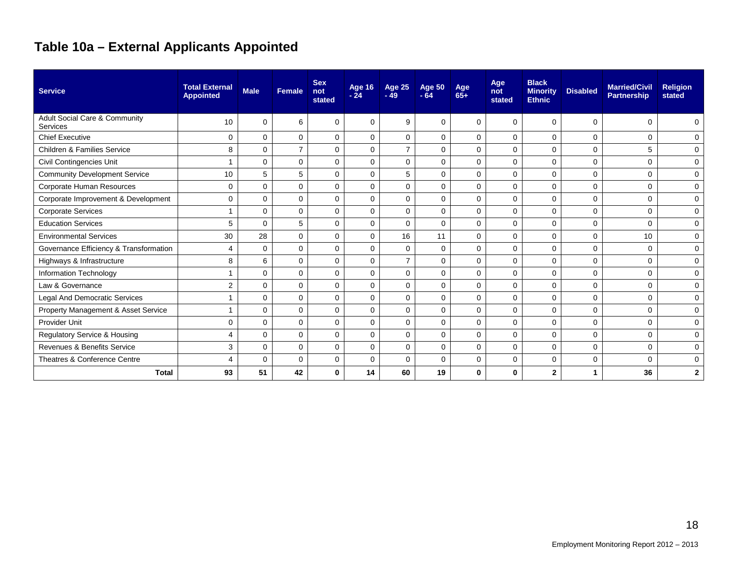## Table 10a – External Applicants Appointed

| Service | Total External Appointed | Male | Female | Sex not stated | Age 16 - 24 | Age 25 - 49 | Age 50 - 64 | Age 65+ | Age not stated | Black Minority Ethnic | Disabled | Married/Civil Partnership | Religion stated |
|---|---|---|---|---|---|---|---|---|---|---|---|---|---|
| Adult Social Care & Community Services | 10 | 0 | 6 | 0 | 0 | 9 | 0 | 0 | 0 | 0 | 0 | 0 | 0 |
| Chief Executive | 0 | 0 | 0 | 0 | 0 | 0 | 0 | 0 | 0 | 0 | 0 | 0 | 0 |
| Children & Families Service | 8 | 0 | 7 | 0 | 0 | 7 | 0 | 0 | 0 | 0 | 0 | 5 | 0 |
| Civil Contingencies Unit | 1 | 0 | 0 | 0 | 0 | 0 | 0 | 0 | 0 | 0 | 0 | 0 | 0 |
| Community Development Service | 10 | 5 | 5 | 0 | 0 | 5 | 0 | 0 | 0 | 0 | 0 | 0 | 0 |
| Corporate Human Resources | 0 | 0 | 0 | 0 | 0 | 0 | 0 | 0 | 0 | 0 | 0 | 0 | 0 |
| Corporate Improvement & Development | 0 | 0 | 0 | 0 | 0 | 0 | 0 | 0 | 0 | 0 | 0 | 0 | 0 |
| Corporate Services | 1 | 0 | 0 | 0 | 0 | 0 | 0 | 0 | 0 | 0 | 0 | 0 | 0 |
| Education Services | 5 | 0 | 5 | 0 | 0 | 0 | 0 | 0 | 0 | 0 | 0 | 0 | 0 |
| Environmental Services | 30 | 28 | 0 | 0 | 0 | 16 | 11 | 0 | 0 | 0 | 0 | 10 | 0 |
| Governance Efficiency & Transformation | 4 | 0 | 0 | 0 | 0 | 0 | 0 | 0 | 0 | 0 | 0 | 0 | 0 |
| Highways & Infrastructure | 8 | 6 | 0 | 0 | 0 | 7 | 0 | 0 | 0 | 0 | 0 | 0 | 0 |
| Information Technology | 1 | 0 | 0 | 0 | 0 | 0 | 0 | 0 | 0 | 0 | 0 | 0 | 0 |
| Law & Governance | 2 | 0 | 0 | 0 | 0 | 0 | 0 | 0 | 0 | 0 | 0 | 0 | 0 |
| Legal And Democratic Services | 1 | 0 | 0 | 0 | 0 | 0 | 0 | 0 | 0 | 0 | 0 | 0 | 0 |
| Property Management & Asset Service | 1 | 0 | 0 | 0 | 0 | 0 | 0 | 0 | 0 | 0 | 0 | 0 | 0 |
| Provider Unit | 0 | 0 | 0 | 0 | 0 | 0 | 0 | 0 | 0 | 0 | 0 | 0 | 0 |
| Regulatory Service & Housing | 4 | 0 | 0 | 0 | 0 | 0 | 0 | 0 | 0 | 0 | 0 | 0 | 0 |
| Revenues & Benefits Service | 3 | 0 | 0 | 0 | 0 | 0 | 0 | 0 | 0 | 0 | 0 | 0 | 0 |
| Theatres & Conference Centre | 4 | 0 | 0 | 0 | 0 | 0 | 0 | 0 | 0 | 0 | 0 | 0 | 0 |
| **Total** | **93** | **51** | **42** | **0** | **14** | **60** | **19** | **0** | **0** | **2** | **1** | **36** | **2** |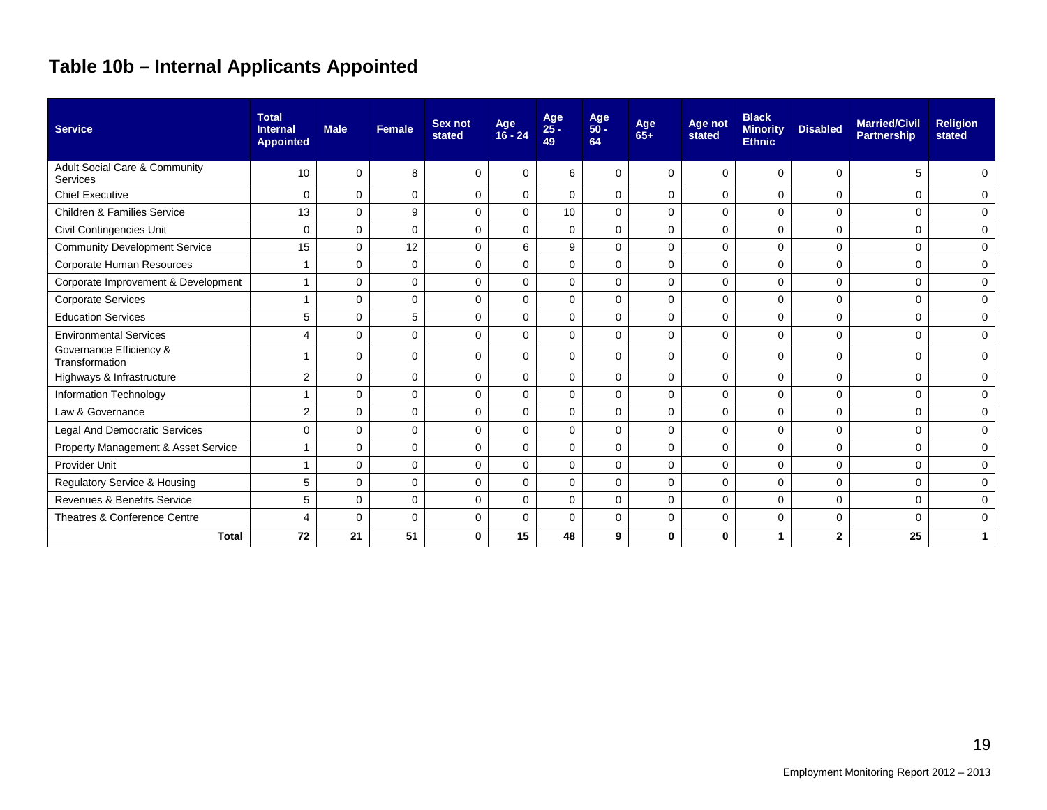# Table 10b – Internal Applicants Appointed

| Service | Total Internal Appointed | Male | Female | Sex not stated | Age 16 - 24 | Age 25 - 49 | Age 50 - 64 | Age 65+ | Age not stated | Black Minority Ethnic | Disabled | Married/Civil Partnership | Religion stated |
|---|---|---|---|---|---|---|---|---|---|---|---|---|---|
| Adult Social Care & Community Services | 10 | 0 | 8 | 0 | 0 | 6 | 0 | 0 | 0 | 0 | 0 | 5 | 0 |
| Chief Executive | 0 | 0 | 0 | 0 | 0 | 0 | 0 | 0 | 0 | 0 | 0 | 0 | 0 |
| Children & Families Service | 13 | 0 | 9 | 0 | 0 | 10 | 0 | 0 | 0 | 0 | 0 | 0 | 0 |
| Civil Contingencies Unit | 0 | 0 | 0 | 0 | 0 | 0 | 0 | 0 | 0 | 0 | 0 | 0 | 0 |
| Community Development Service | 15 | 0 | 12 | 0 | 6 | 9 | 0 | 0 | 0 | 0 | 0 | 0 | 0 |
| Corporate Human Resources | 1 | 0 | 0 | 0 | 0 | 0 | 0 | 0 | 0 | 0 | 0 | 0 | 0 |
| Corporate Improvement & Development | 1 | 0 | 0 | 0 | 0 | 0 | 0 | 0 | 0 | 0 | 0 | 0 | 0 |
| Corporate Services | 1 | 0 | 0 | 0 | 0 | 0 | 0 | 0 | 0 | 0 | 0 | 0 | 0 |
| Education Services | 5 | 0 | 5 | 0 | 0 | 0 | 0 | 0 | 0 | 0 | 0 | 0 | 0 |
| Environmental Services | 4 | 0 | 0 | 0 | 0 | 0 | 0 | 0 | 0 | 0 | 0 | 0 | 0 |
| Governance Efficiency & Transformation | 1 | 0 | 0 | 0 | 0 | 0 | 0 | 0 | 0 | 0 | 0 | 0 | 0 |
| Highways & Infrastructure | 2 | 0 | 0 | 0 | 0 | 0 | 0 | 0 | 0 | 0 | 0 | 0 | 0 |
| Information Technology | 1 | 0 | 0 | 0 | 0 | 0 | 0 | 0 | 0 | 0 | 0 | 0 | 0 |
| Law & Governance | 2 | 0 | 0 | 0 | 0 | 0 | 0 | 0 | 0 | 0 | 0 | 0 | 0 |
| Legal And Democratic Services | 0 | 0 | 0 | 0 | 0 | 0 | 0 | 0 | 0 | 0 | 0 | 0 | 0 |
| Property Management & Asset Service | 1 | 0 | 0 | 0 | 0 | 0 | 0 | 0 | 0 | 0 | 0 | 0 | 0 |
| Provider Unit | 1 | 0 | 0 | 0 | 0 | 0 | 0 | 0 | 0 | 0 | 0 | 0 | 0 |
| Regulatory Service & Housing | 5 | 0 | 0 | 0 | 0 | 0 | 0 | 0 | 0 | 0 | 0 | 0 | 0 |
| Revenues & Benefits Service | 5 | 0 | 0 | 0 | 0 | 0 | 0 | 0 | 0 | 0 | 0 | 0 | 0 |
| Theatres & Conference Centre | 4 | 0 | 0 | 0 | 0 | 0 | 0 | 0 | 0 | 0 | 0 | 0 | 0 |
| **Total** | **72** | **21** | **51** | **0** | **15** | **48** | **9** | **0** | **0** | **1** | **2** | **25** | **1** |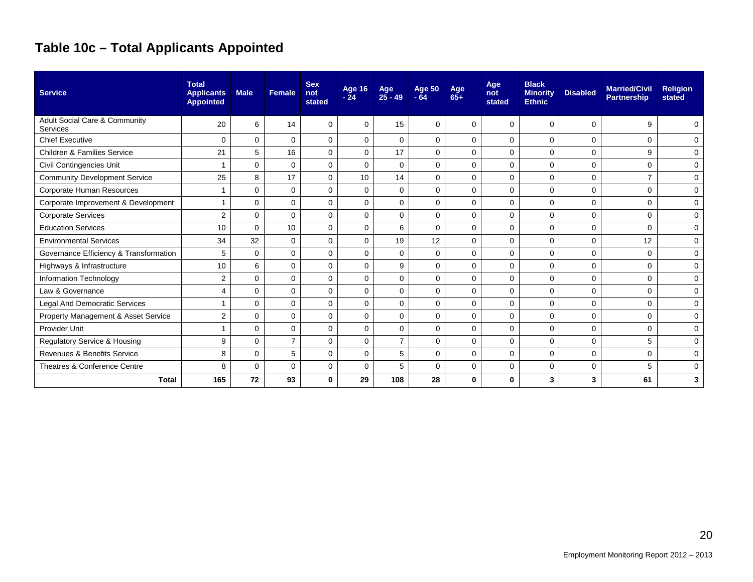## Table 10c – Total Applicants Appointed

| Service | Total Applicants Appointed | Male | Female | Sex not stated | Age 16 - 24 | Age 25 - 49 | Age 50 - 64 | Age 65+ | Age not stated | Black Minority Ethnic | Disabled | Married/Civil Partnership | Religion stated |
|---|---|---|---|---|---|---|---|---|---|---|---|---|---|
| Adult Social Care & Community Services | 20 | 6 | 14 | 0 | 0 | 15 | 0 | 0 | 0 | 0 | 0 | 9 | 0 |
| Chief Executive | 0 | 0 | 0 | 0 | 0 | 0 | 0 | 0 | 0 | 0 | 0 | 0 | 0 |
| Children & Families Service | 21 | 5 | 16 | 0 | 0 | 17 | 0 | 0 | 0 | 0 | 0 | 9 | 0 |
| Civil Contingencies Unit | 1 | 0 | 0 | 0 | 0 | 0 | 0 | 0 | 0 | 0 | 0 | 0 | 0 |
| Community Development Service | 25 | 8 | 17 | 0 | 10 | 14 | 0 | 0 | 0 | 0 | 0 | 7 | 0 |
| Corporate Human Resources | 1 | 0 | 0 | 0 | 0 | 0 | 0 | 0 | 0 | 0 | 0 | 0 | 0 |
| Corporate Improvement & Development | 1 | 0 | 0 | 0 | 0 | 0 | 0 | 0 | 0 | 0 | 0 | 0 | 0 |
| Corporate Services | 2 | 0 | 0 | 0 | 0 | 0 | 0 | 0 | 0 | 0 | 0 | 0 | 0 |
| Education Services | 10 | 0 | 10 | 0 | 0 | 6 | 0 | 0 | 0 | 0 | 0 | 0 | 0 |
| Environmental Services | 34 | 32 | 0 | 0 | 0 | 19 | 12 | 0 | 0 | 0 | 0 | 12 | 0 |
| Governance Efficiency & Transformation | 5 | 0 | 0 | 0 | 0 | 0 | 0 | 0 | 0 | 0 | 0 | 0 | 0 |
| Highways & Infrastructure | 10 | 6 | 0 | 0 | 0 | 9 | 0 | 0 | 0 | 0 | 0 | 0 | 0 |
| Information Technology | 2 | 0 | 0 | 0 | 0 | 0 | 0 | 0 | 0 | 0 | 0 | 0 | 0 |
| Law & Governance | 4 | 0 | 0 | 0 | 0 | 0 | 0 | 0 | 0 | 0 | 0 | 0 | 0 |
| Legal And Democratic Services | 1 | 0 | 0 | 0 | 0 | 0 | 0 | 0 | 0 | 0 | 0 | 0 | 0 |
| Property Management & Asset Service | 2 | 0 | 0 | 0 | 0 | 0 | 0 | 0 | 0 | 0 | 0 | 0 | 0 |
| Provider Unit | 1 | 0 | 0 | 0 | 0 | 0 | 0 | 0 | 0 | 0 | 0 | 0 | 0 |
| Regulatory Service & Housing | 9 | 0 | 7 | 0 | 0 | 7 | 0 | 0 | 0 | 0 | 0 | 5 | 0 |
| Revenues & Benefits Service | 8 | 0 | 5 | 0 | 0 | 5 | 0 | 0 | 0 | 0 | 0 | 0 | 0 |
| Theatres & Conference Centre | 8 | 0 | 0 | 0 | 0 | 5 | 0 | 0 | 0 | 0 | 0 | 5 | 0 |
| **Total** | **165** | **72** | **93** | **0** | **29** | **108** | **28** | **0** | **0** | **3** | **3** | **61** | **3** |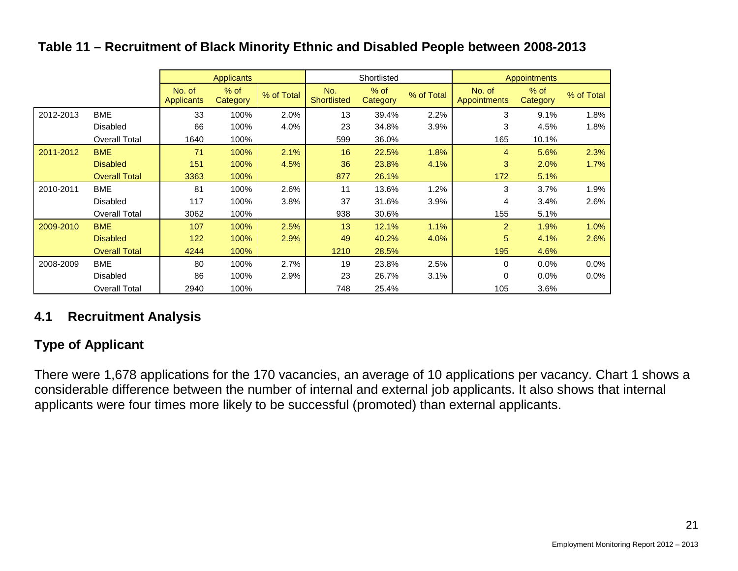**Table 11 – Recruitment of Black Minority Ethnic and Disabled People between 2008-2013**

| | | Applicants | | | Shortlisted | | | Appointments | | |
|---|---|---|---|---|---|---|---|---|---|---|
| | | No. of Applicants | % of Category | % of Total | No. Shortlisted | % of Category | % of Total | No. of Appointments | % of Category | % of Total |
| 2012-2013 | BME | 33 | 100% | 2.0% | 13 | 39.4% | 2.2% | 3 | 9.1% | 1.8% |
| | Disabled | 66 | 100% | 4.0% | 23 | 34.8% | 3.9% | 3 | 4.5% | 1.8% |
| | Overall Total | 1640 | 100% | | 599 | 36.0% | | 165 | 10.1% | |
| 2011-2012 | BME | 71 | 100% | 2.1% | 16 | 22.5% | 1.8% | 4 | 5.6% | 2.3% |
| | Disabled | 151 | 100% | 4.5% | 36 | 23.8% | 4.1% | 3 | 2.0% | 1.7% |
| | Overall Total | 3363 | 100% | | 877 | 26.1% | | 172 | 5.1% | |
| 2010-2011 | BME | 81 | 100% | 2.6% | 11 | 13.6% | 1.2% | 3 | 3.7% | 1.9% |
| | Disabled | 117 | 100% | 3.8% | 37 | 31.6% | 3.9% | 4 | 3.4% | 2.6% |
| | Overall Total | 3062 | 100% | | 938 | 30.6% | | 155 | 5.1% | |
| 2009-2010 | BME | 107 | 100% | 2.5% | 13 | 12.1% | 1.1% | 2 | 1.9% | 1.0% |
| | Disabled | 122 | 100% | 2.9% | 49 | 40.2% | 4.0% | 5 | 4.1% | 2.6% |
| | Overall Total | 4244 | 100% | | 1210 | 28.5% | | 195 | 4.6% | |
| 2008-2009 | BME | 80 | 100% | 2.7% | 19 | 23.8% | 2.5% | 0 | 0.0% | 0.0% |
| | Disabled | 86 | 100% | 2.9% | 23 | 26.7% | 3.1% | 0 | 0.0% | 0.0% |
| | Overall Total | 2940 | 100% | | 748 | 25.4% | | 105 | 3.6% | |

## 4.1 Recruitment Analysis

### Type of Applicant

There were 1,678 applications for the 170 vacancies, an average of 10 applications per vacancy. Chart 1 shows a considerable difference between the number of internal and external job applicants. It also shows that internal applicants were four times more likely to be successful (promoted) than external applicants.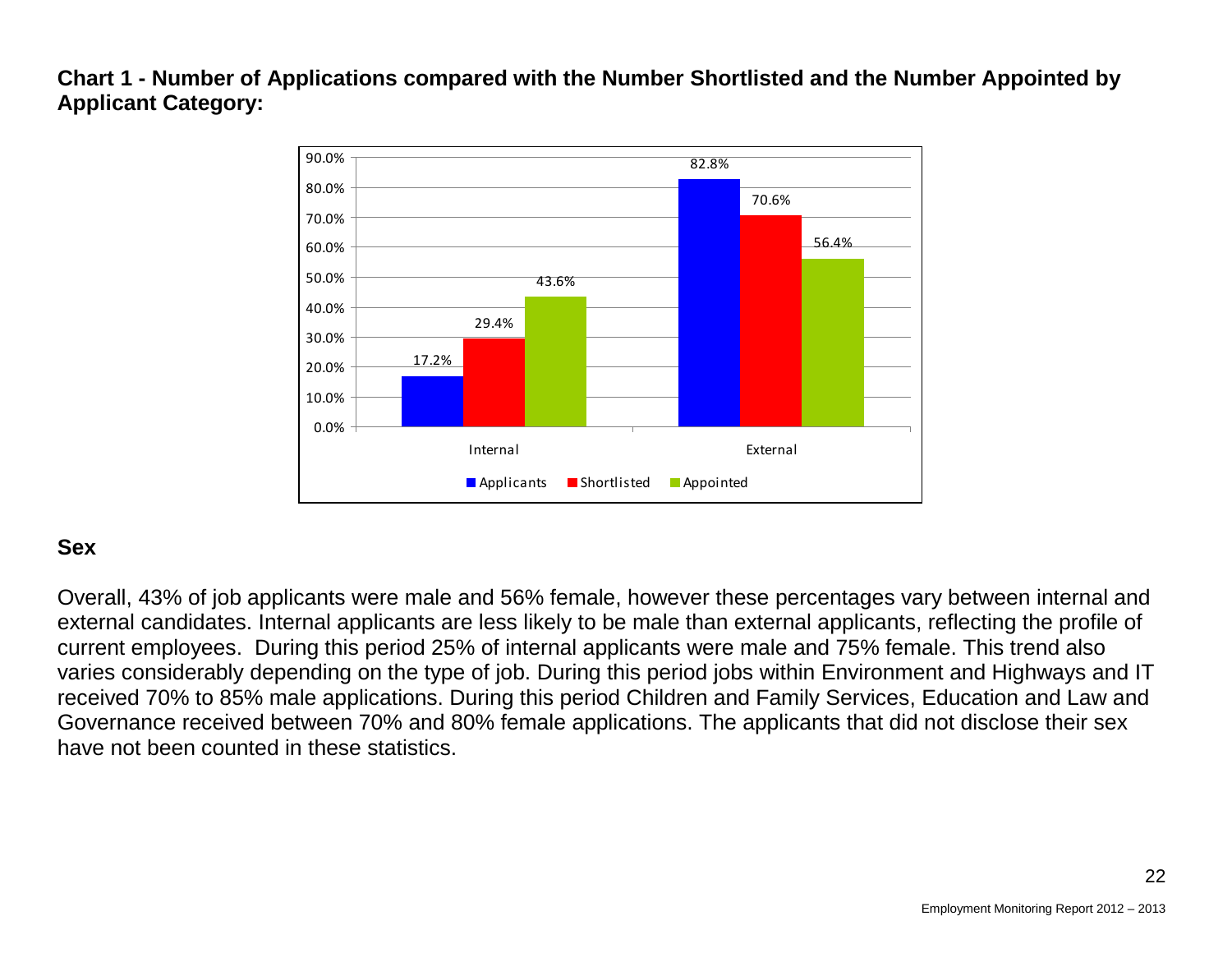**Chart 1 - Number of Applications compared with the Number Shortlisted and the Number Appointed by Applicant Category:**

| | Applicants | Shortlisted | Appointed |
|---|---|---|---|
| Internal | 17.2% | 29.4% | 43.6% |
| External | 82.8% | 70.6% | 56.4% |

## Sex

Overall, 43% of job applicants were male and 56% female, however these percentages vary between internal and external candidates. Internal applicants are less likely to be male than external applicants, reflecting the profile of current employees. During this period 25% of internal applicants were male and 75% female. This trend also varies considerably depending on the type of job. During this period jobs within Environment and Highways and IT received 70% to 85% male applications. During this period Children and Family Services, Education and Law and Governance received between 70% and 80% female applications. The applicants that did not disclose their sex have not been counted in these statistics.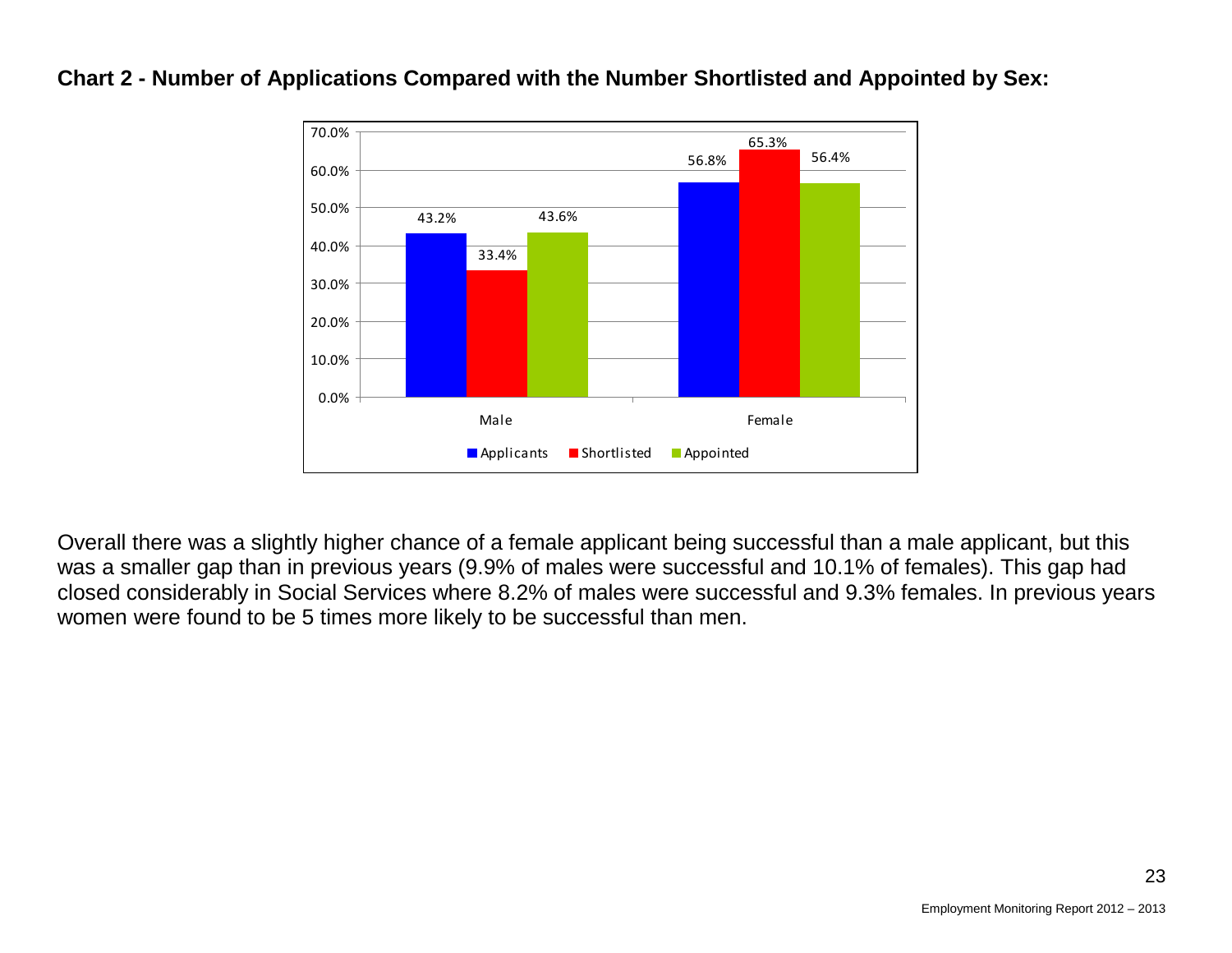**Chart 2 - Number of Applications Compared with the Number Shortlisted and Appointed by Sex:**

| | Applicants | Shortlisted | Appointed |
|---|---|---|---|
| Male | 43.2% | 33.4% | 43.6% |
| Female | 56.8% | 65.3% | 56.4% |

Overall there was a slightly higher chance of a female applicant being successful than a male applicant, but this was a smaller gap than in previous years (9.9% of males were successful and 10.1% of females). This gap had closed considerably in Social Services where 8.2% of males were successful and 9.3% females. In previous years women were found to be 5 times more likely to be successful than men.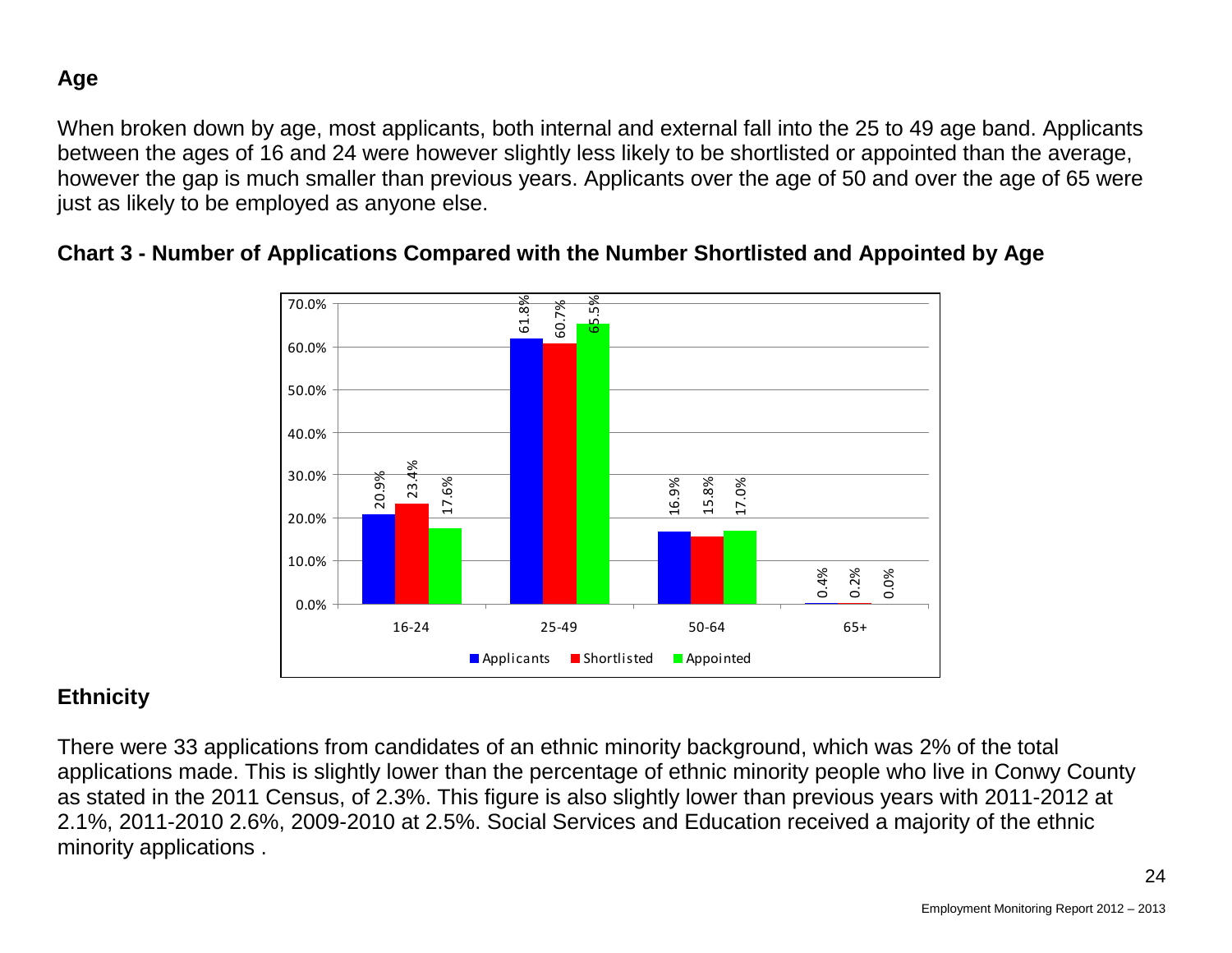## Age

When broken down by age, most applicants, both internal and external fall into the 25 to 49 age band. Applicants between the ages of 16 and 24 were however slightly less likely to be shortlisted or appointed than the average, however the gap is much smaller than previous years. Applicants over the age of 50 and over the age of 65 were just as likely to be employed as anyone else.

**Chart 3 - Number of Applications Compared with the Number Shortlisted and Appointed by Age**

| Age | Applicants | Shortlisted | Appointed |
|---|---|---|---|
| 16-24 | 20.9% | 23.4% | 17.6% |
| 25-49 | 61.8% | 60.7% | 65.5% |
| 50-64 | 16.9% | 15.8% | 17.0% |
| 65+ | 0.4% | 0.2% | 0.0% |

## Ethnicity

There were 33 applications from candidates of an ethnic minority background, which was 2% of the total applications made. This is slightly lower than the percentage of ethnic minority people who live in Conwy County as stated in the 2011 Census, of 2.3%. This figure is also slightly lower than previous years with 2011-2012 at 2.1%, 2011-2010 2.6%, 2009-2010 at 2.5%. Social Services and Education received a majority of the ethnic minority applications .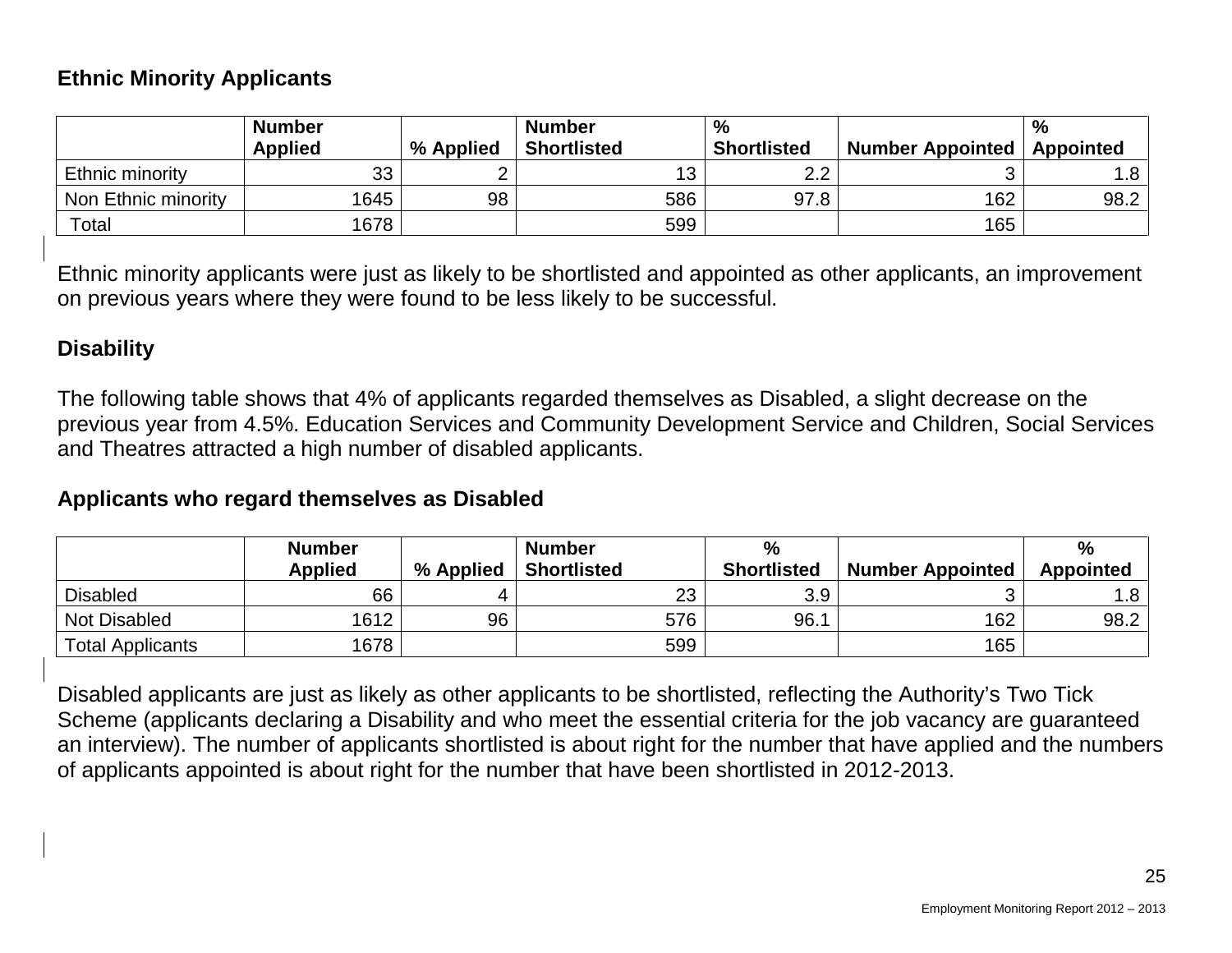**Ethnic Minority Applicants**

| | Number Applied | % Applied | Number Shortlisted | % Shortlisted | Number Appointed | % Appointed |
|---|---|---|---|---|---|---|
| Ethnic minority | 33 | 2 | 13 | 2.2 | 3 | 1.8 |
| Non Ethnic minority | 1645 | 98 | 586 | 97.8 | 162 | 98.2 |
| Total | 1678 | | 599 | | 165 | |

Ethnic minority applicants were just as likely to be shortlisted and appointed as other applicants, an improvement on previous years where they were found to be less likely to be successful.

**Disability**

The following table shows that 4% of applicants regarded themselves as Disabled, a slight decrease on the previous year from 4.5%. Education Services and Community Development Service and Children, Social Services and Theatres attracted a high number of disabled applicants.

**Applicants who regard themselves as Disabled**

| | Number Applied | % Applied | Number Shortlisted | % Shortlisted | Number Appointed | % Appointed |
|---|---|---|---|---|---|---|
| Disabled | 66 | 4 | 23 | 3.9 | 3 | 1.8 |
| Not Disabled | 1612 | 96 | 576 | 96.1 | 162 | 98.2 |
| Total Applicants | 1678 | | 599 | | 165 | |

Disabled applicants are just as likely as other applicants to be shortlisted, reflecting the Authority's Two Tick Scheme (applicants declaring a Disability and who meet the essential criteria for the job vacancy are guaranteed an interview). The number of applicants shortlisted is about right for the number that have applied and the numbers of applicants appointed is about right for the number that have been shortlisted in 2012-2013.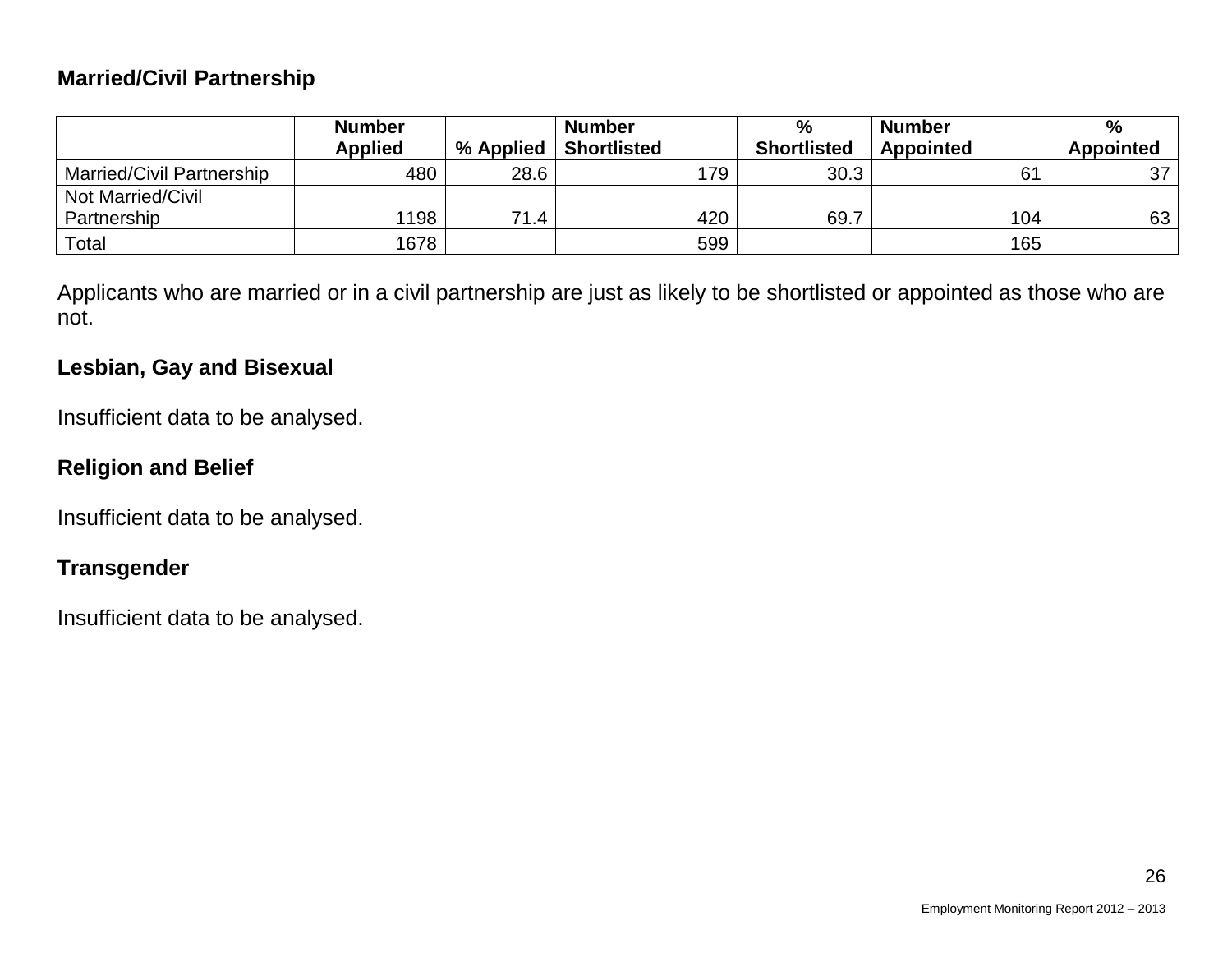**Married/Civil Partnership**

| | Number Applied | % Applied | Number Shortlisted | % Shortlisted | Number Appointed | % Appointed |
|---|---|---|---|---|---|---|
| Married/Civil Partnership | 480 | 28.6 | 179 | 30.3 | 61 | 37 |
| Not Married/Civil Partnership | 1198 | 71.4 | 420 | 69.7 | 104 | 63 |
| Total | 1678 | | 599 | | 165 | |

Applicants who are married or in a civil partnership are just as likely to be shortlisted or appointed as those who are not.

**Lesbian, Gay and Bisexual**

Insufficient data to be analysed.

**Religion and Belief**

Insufficient data to be analysed.

**Transgender**

Insufficient data to be analysed.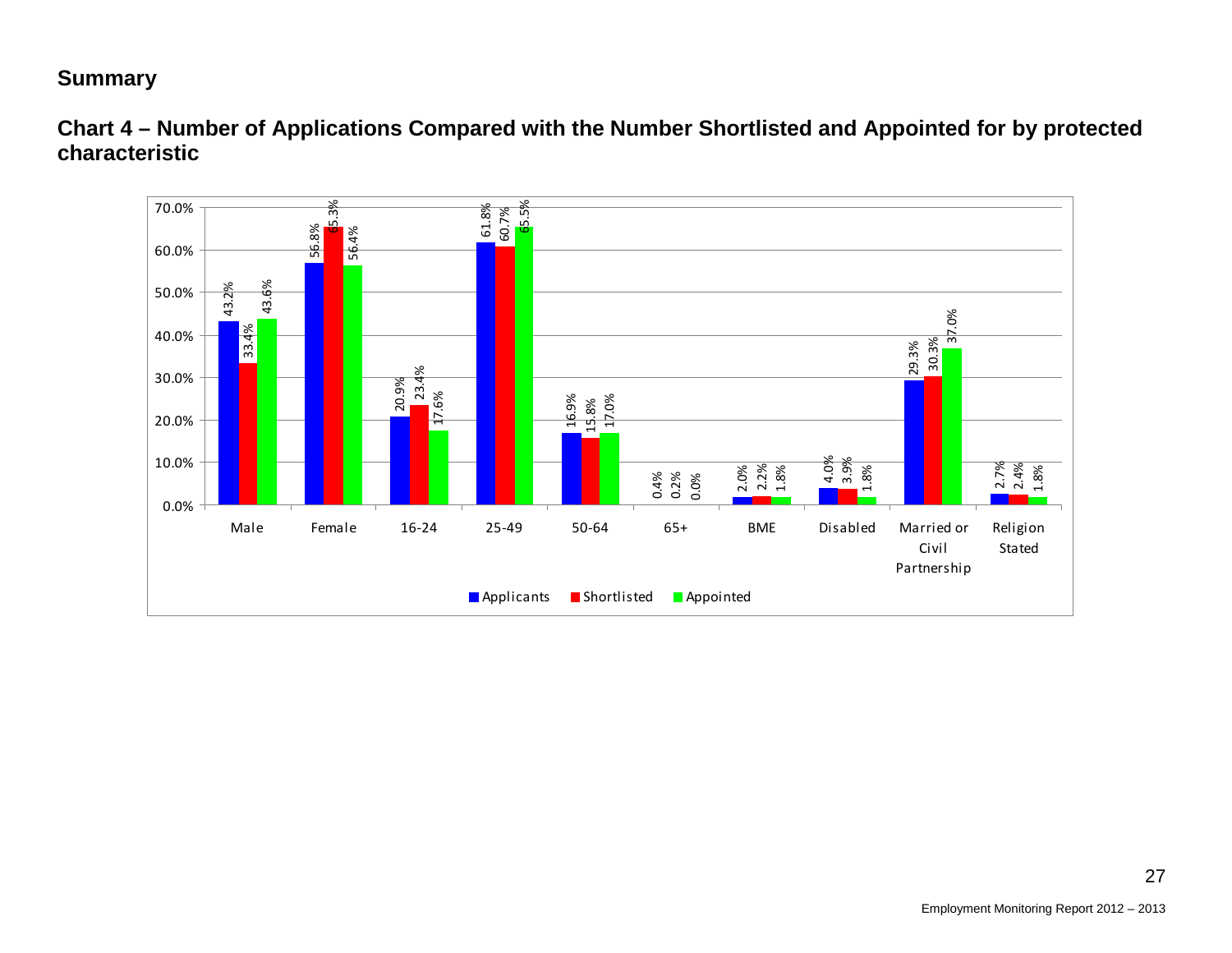## Summary

### Chart 4 – Number of Applications Compared with the Number Shortlisted and Appointed for by protected characteristic

| | Applicants | Shortlisted | Appointed |
|---|---|---|---|
| Male | 43.2% | 33.4% | 43.6% |
| Female | 56.8% | 65.3% | 56.4% |
| 16-24 | 20.9% | 23.4% | 17.6% |
| 25-49 | 61.8% | 60.7% | 65.5% |
| 50-64 | 16.9% | 15.8% | 17.0% |
| 65+ | 0.4% | 0.2% | 0.0% |
| BME | 2.0% | 2.2% | 1.8% |
| Disabled | 4.0% | 3.9% | 1.8% |
| Married or Civil Partnership | 29.3% | 30.3% | 37.0% |
| Religion Stated | 2.7% | 2.4% | 1.8% |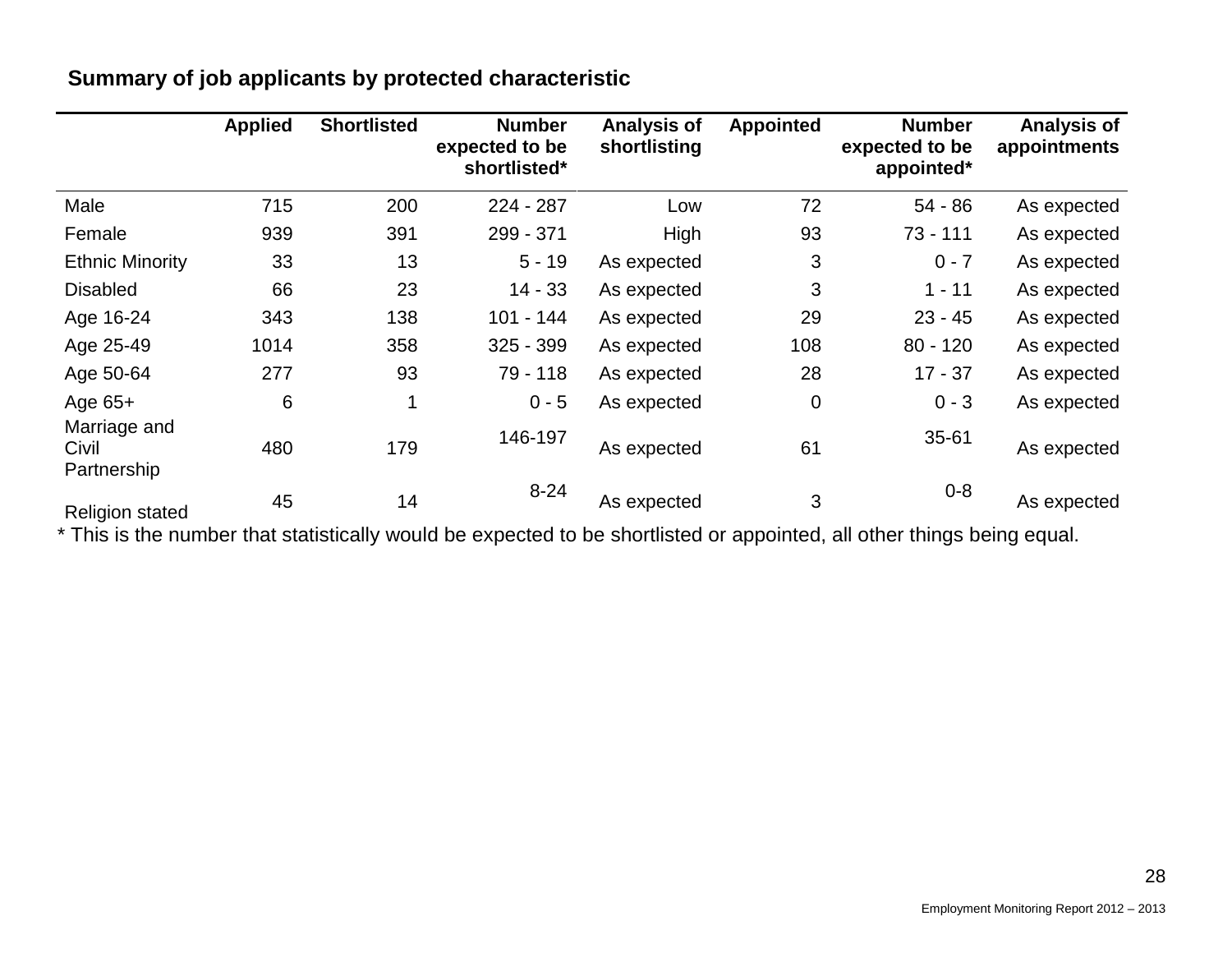**Summary of job applicants by protected characteristic**

| | Applied | Shortlisted | Number expected to be shortlisted* | Analysis of shortlisting | Appointed | Number expected to be appointed* | Analysis of appointments |
|---|---|---|---|---|---|---|---|
| Male | 715 | 200 | 224 - 287 | Low | 72 | 54 - 86 | As expected |
| Female | 939 | 391 | 299 - 371 | High | 93 | 73 - 111 | As expected |
| Ethnic Minority | 33 | 13 | 5 - 19 | As expected | 3 | 0 - 7 | As expected |
| Disabled | 66 | 23 | 14 - 33 | As expected | 3 | 1 - 11 | As expected |
| Age 16-24 | 343 | 138 | 101 - 144 | As expected | 29 | 23 - 45 | As expected |
| Age 25-49 | 1014 | 358 | 325 - 399 | As expected | 108 | 80 - 120 | As expected |
| Age 50-64 | 277 | 93 | 79 - 118 | As expected | 28 | 17 - 37 | As expected |
| Age 65+ | 6 | 1 | 0 - 5 | As expected | 0 | 0 - 3 | As expected |
| Marriage and Civil Partnership | 480 | 179 | 146-197 | As expected | 61 | 35-61 | As expected |
| Religion stated | 45 | 14 | 8-24 | As expected | 3 | 0-8 | As expected |

* This is the number that statistically would be expected to be shortlisted or appointed, all other things being equal.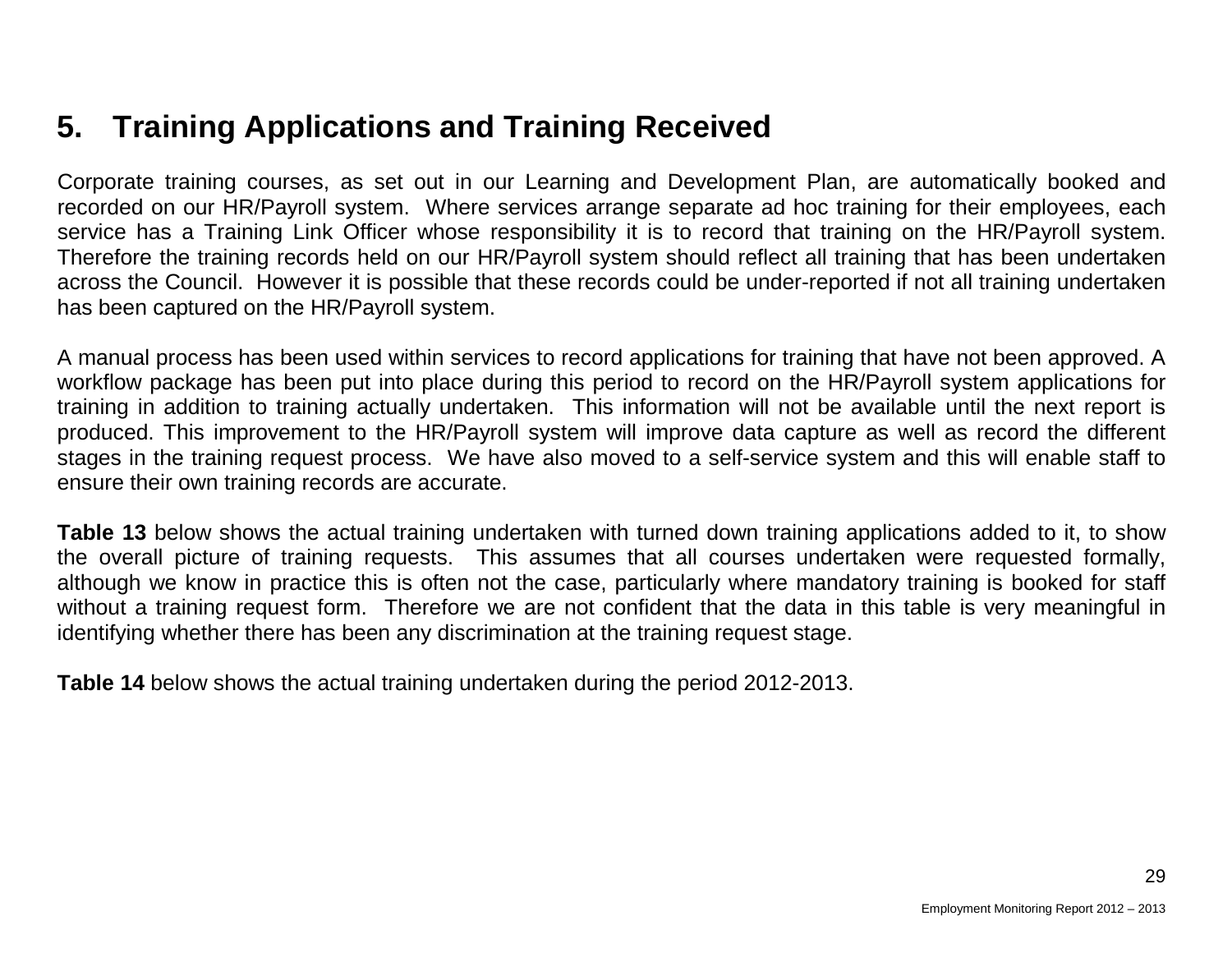# 5. Training Applications and Training Received

Corporate training courses, as set out in our Learning and Development Plan, are automatically booked and recorded on our HR/Payroll system. Where services arrange separate ad hoc training for their employees, each service has a Training Link Officer whose responsibility it is to record that training on the HR/Payroll system. Therefore the training records held on our HR/Payroll system should reflect all training that has been undertaken across the Council. However it is possible that these records could be under-reported if not all training undertaken has been captured on the HR/Payroll system.

A manual process has been used within services to record applications for training that have not been approved. A workflow package has been put into place during this period to record on the HR/Payroll system applications for training in addition to training actually undertaken. This information will not be available until the next report is produced. This improvement to the HR/Payroll system will improve data capture as well as record the different stages in the training request process. We have also moved to a self-service system and this will enable staff to ensure their own training records are accurate.

**Table 13** below shows the actual training undertaken with turned down training applications added to it, to show the overall picture of training requests. This assumes that all courses undertaken were requested formally, although we know in practice this is often not the case, particularly where mandatory training is booked for staff without a training request form. Therefore we are not confident that the data in this table is very meaningful in identifying whether there has been any discrimination at the training request stage.

**Table 14** below shows the actual training undertaken during the period 2012-2013.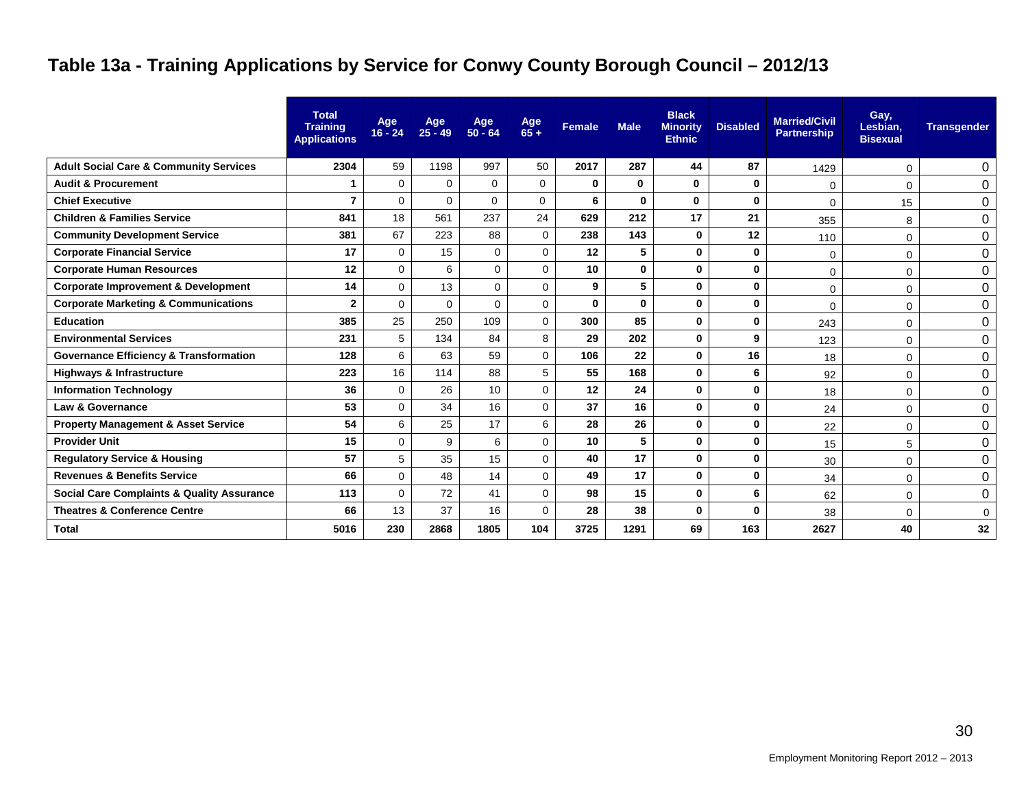## Table 13a - Training Applications by Service for Conwy County Borough Council – 2012/13

| | Total Training Applications | Age 16 - 24 | Age 25 - 49 | Age 50 - 64 | Age 65 + | Female | Male | Black Minority Ethnic | Disabled | Married/Civil Partnership | Gay, Lesbian, Bisexual | Transgender |
|---|---|---|---|---|---|---|---|---|---|---|---|---|
| **Adult Social Care & Community Services** | **2304** | 59 | 1198 | 997 | 50 | **2017** | **287** | **44** | **87** | 1429 | 0 | 0 |
| **Audit & Procurement** | **1** | 0 | 0 | 0 | 0 | **0** | **0** | **0** | **0** | 0 | 0 | 0 |
| **Chief Executive** | **7** | 0 | 0 | 0 | 0 | **6** | **0** | **0** | **0** | 0 | 15 | 0 |
| **Children & Families Service** | **841** | 18 | 561 | 237 | 24 | **629** | **212** | **17** | **21** | 355 | 8 | 0 |
| **Community Development Service** | **381** | 67 | 223 | 88 | 0 | **238** | **143** | **0** | **12** | 110 | 0 | 0 |
| **Corporate Financial Service** | **17** | 0 | 15 | 0 | 0 | **12** | **5** | **0** | **0** | 0 | 0 | 0 |
| **Corporate Human Resources** | **12** | 0 | 6 | 0 | 0 | **10** | **0** | **0** | **0** | 0 | 0 | 0 |
| **Corporate Improvement & Development** | **14** | 0 | 13 | 0 | 0 | **9** | **5** | **0** | **0** | 0 | 0 | 0 |
| **Corporate Marketing & Communications** | **2** | 0 | 0 | 0 | 0 | **0** | **0** | **0** | **0** | 0 | 0 | 0 |
| **Education** | **385** | 25 | 250 | 109 | 0 | **300** | **85** | **0** | **0** | 243 | 0 | 0 |
| **Environmental Services** | **231** | 5 | 134 | 84 | 8 | **29** | **202** | **0** | **9** | 123 | 0 | 0 |
| **Governance Efficiency & Transformation** | **128** | 6 | 63 | 59 | 0 | **106** | **22** | **0** | **16** | 18 | 0 | 0 |
| **Highways & Infrastructure** | **223** | 16 | 114 | 88 | 5 | **55** | **168** | **0** | **6** | 92 | 0 | 0 |
| **Information Technology** | **36** | 0 | 26 | 10 | 0 | **12** | **24** | **0** | **0** | 18 | 0 | 0 |
| **Law & Governance** | **53** | 0 | 34 | 16 | 0 | **37** | **16** | **0** | **0** | 24 | 0 | 0 |
| **Property Management & Asset Service** | **54** | 6 | 25 | 17 | 6 | **28** | **26** | **0** | **0** | 22 | 0 | 0 |
| **Provider Unit** | **15** | 0 | 9 | 6 | 0 | **10** | **5** | **0** | **0** | 15 | 5 | 0 |
| **Regulatory Service & Housing** | **57** | 5 | 35 | 15 | 0 | **40** | **17** | **0** | **0** | 30 | 0 | 0 |
| **Revenues & Benefits Service** | **66** | 0 | 48 | 14 | 0 | **49** | **17** | **0** | **0** | 34 | 0 | 0 |
| **Social Care Complaints & Quality Assurance** | **113** | 0 | 72 | 41 | 0 | **98** | **15** | **0** | **6** | 62 | 0 | 0 |
| **Theatres & Conference Centre** | **66** | 13 | 37 | 16 | 0 | **28** | **38** | **0** | **0** | 38 | 0 | 0 |
| **Total** | **5016** | **230** | **2868** | **1805** | **104** | **3725** | **1291** | **69** | **163** | **2627** | **40** | **32** |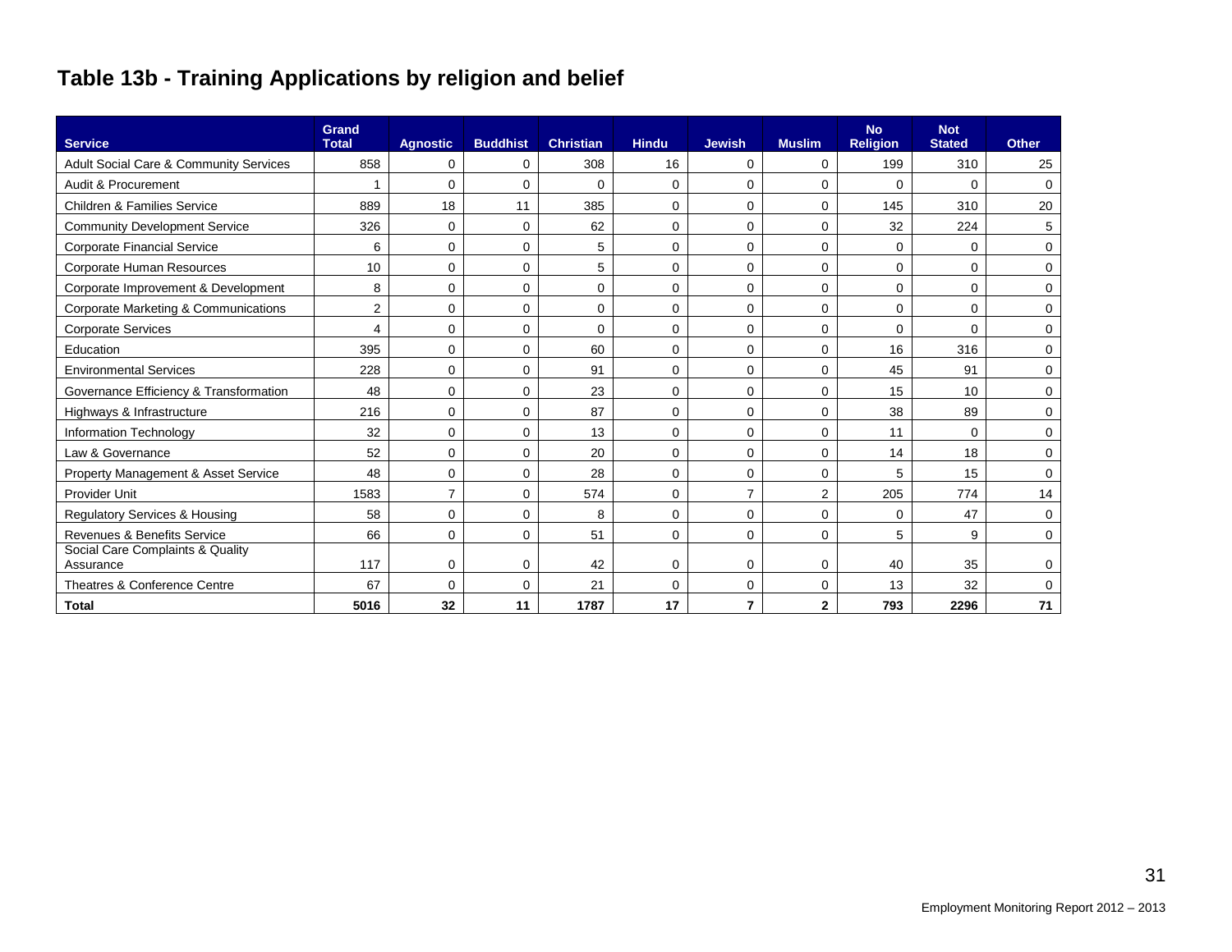# Table 13b - Training Applications by religion and belief

| Service | Grand Total | Agnostic | Buddhist | Christian | Hindu | Jewish | Muslim | No Religion | Not Stated | Other |
|---|---|---|---|---|---|---|---|---|---|---|
| Adult Social Care & Community Services | 858 | 0 | 0 | 308 | 16 | 0 | 0 | 199 | 310 | 25 |
| Audit & Procurement | 1 | 0 | 0 | 0 | 0 | 0 | 0 | 0 | 0 | 0 |
| Children & Families Service | 889 | 18 | 11 | 385 | 0 | 0 | 0 | 145 | 310 | 20 |
| Community Development Service | 326 | 0 | 0 | 62 | 0 | 0 | 0 | 32 | 224 | 5 |
| Corporate Financial Service | 6 | 0 | 0 | 5 | 0 | 0 | 0 | 0 | 0 | 0 |
| Corporate Human Resources | 10 | 0 | 0 | 5 | 0 | 0 | 0 | 0 | 0 | 0 |
| Corporate Improvement & Development | 8 | 0 | 0 | 0 | 0 | 0 | 0 | 0 | 0 | 0 |
| Corporate Marketing & Communications | 2 | 0 | 0 | 0 | 0 | 0 | 0 | 0 | 0 | 0 |
| Corporate Services | 4 | 0 | 0 | 0 | 0 | 0 | 0 | 0 | 0 | 0 |
| Education | 395 | 0 | 0 | 60 | 0 | 0 | 0 | 16 | 316 | 0 |
| Environmental Services | 228 | 0 | 0 | 91 | 0 | 0 | 0 | 45 | 91 | 0 |
| Governance Efficiency & Transformation | 48 | 0 | 0 | 23 | 0 | 0 | 0 | 15 | 10 | 0 |
| Highways & Infrastructure | 216 | 0 | 0 | 87 | 0 | 0 | 0 | 38 | 89 | 0 |
| Information Technology | 32 | 0 | 0 | 13 | 0 | 0 | 0 | 11 | 0 | 0 |
| Law & Governance | 52 | 0 | 0 | 20 | 0 | 0 | 0 | 14 | 18 | 0 |
| Property Management & Asset Service | 48 | 0 | 0 | 28 | 0 | 0 | 0 | 5 | 15 | 0 |
| Provider Unit | 1583 | 7 | 0 | 574 | 0 | 7 | 2 | 205 | 774 | 14 |
| Regulatory Services & Housing | 58 | 0 | 0 | 8 | 0 | 0 | 0 | 0 | 47 | 0 |
| Revenues & Benefits Service | 66 | 0 | 0 | 51 | 0 | 0 | 0 | 5 | 9 | 0 |
| Social Care Complaints & Quality Assurance | 117 | 0 | 0 | 42 | 0 | 0 | 0 | 40 | 35 | 0 |
| Theatres & Conference Centre | 67 | 0 | 0 | 21 | 0 | 0 | 0 | 13 | 32 | 0 |
| **Total** | **5016** | **32** | **11** | **1787** | **17** | **7** | **2** | **793** | **2296** | **71** |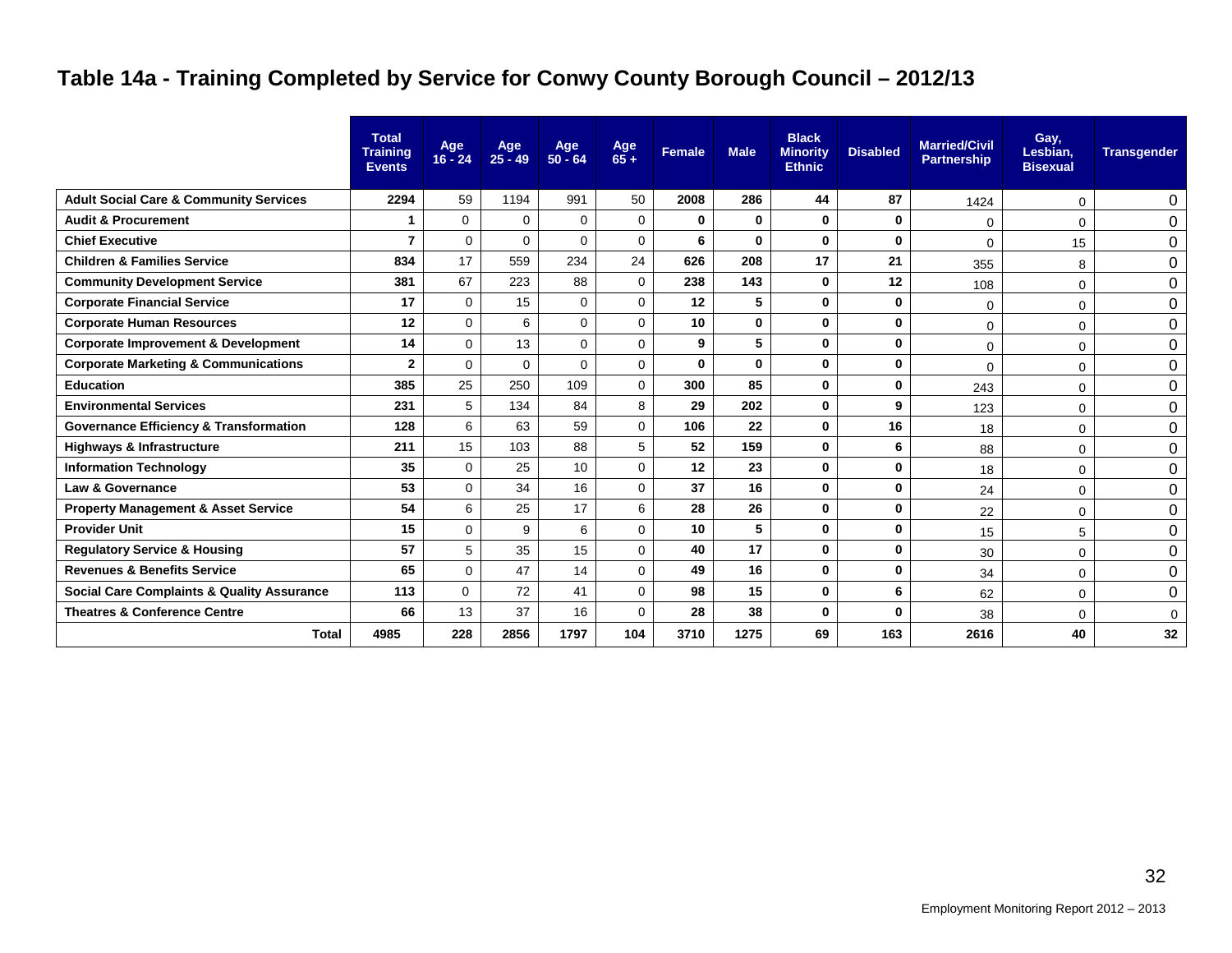## Table 14a - Training Completed by Service for Conwy County Borough Council – 2012/13

| | Total Training Events | Age 16 - 24 | Age 25 - 49 | Age 50 - 64 | Age 65 + | Female | Male | Black Minority Ethnic | Disabled | Married/Civil Partnership | Gay, Lesbian, Bisexual | Transgender |
|---|---|---|---|---|---|---|---|---|---|---|---|---|
| **Adult Social Care & Community Services** | **2294** | 59 | 1194 | 991 | 50 | **2008** | **286** | **44** | **87** | 1424 | 0 | 0 |
| **Audit & Procurement** | **1** | 0 | 0 | 0 | 0 | **0** | **0** | **0** | **0** | 0 | 0 | 0 |
| **Chief Executive** | **7** | 0 | 0 | 0 | 0 | **6** | **0** | **0** | **0** | 0 | 15 | 0 |
| **Children & Families Service** | **834** | 17 | 559 | 234 | 24 | **626** | **208** | **17** | **21** | 355 | 8 | 0 |
| **Community Development Service** | **381** | 67 | 223 | 88 | 0 | **238** | **143** | **0** | **12** | 108 | 0 | 0 |
| **Corporate Financial Service** | **17** | 0 | 15 | 0 | 0 | **12** | **5** | **0** | **0** | 0 | 0 | 0 |
| **Corporate Human Resources** | **12** | 0 | 6 | 0 | 0 | **10** | **0** | **0** | **0** | 0 | 0 | 0 |
| **Corporate Improvement & Development** | **14** | 0 | 13 | 0 | 0 | **9** | **5** | **0** | **0** | 0 | 0 | 0 |
| **Corporate Marketing & Communications** | **2** | 0 | 0 | 0 | 0 | **0** | **0** | **0** | **0** | 0 | 0 | 0 |
| **Education** | **385** | 25 | 250 | 109 | 0 | **300** | **85** | **0** | **0** | 243 | 0 | 0 |
| **Environmental Services** | **231** | 5 | 134 | 84 | 8 | **29** | **202** | **0** | **9** | 123 | 0 | 0 |
| **Governance Efficiency & Transformation** | **128** | 6 | 63 | 59 | 0 | **106** | **22** | **0** | **16** | 18 | 0 | 0 |
| **Highways & Infrastructure** | **211** | 15 | 103 | 88 | 5 | **52** | **159** | **0** | **6** | 88 | 0 | 0 |
| **Information Technology** | **35** | 0 | 25 | 10 | 0 | **12** | **23** | **0** | **0** | 18 | 0 | 0 |
| **Law & Governance** | **53** | 0 | 34 | 16 | 0 | **37** | **16** | **0** | **0** | 24 | 0 | 0 |
| **Property Management & Asset Service** | **54** | 6 | 25 | 17 | 6 | **28** | **26** | **0** | **0** | 22 | 0 | 0 |
| **Provider Unit** | **15** | 0 | 9 | 6 | 0 | **10** | **5** | **0** | **0** | 15 | 5 | 0 |
| **Regulatory Service & Housing** | **57** | 5 | 35 | 15 | 0 | **40** | **17** | **0** | **0** | 30 | 0 | 0 |
| **Revenues & Benefits Service** | **65** | 0 | 47 | 14 | 0 | **49** | **16** | **0** | **0** | 34 | 0 | 0 |
| **Social Care Complaints & Quality Assurance** | **113** | 0 | 72 | 41 | 0 | **98** | **15** | **0** | **6** | 62 | 0 | 0 |
| **Theatres & Conference Centre** | **66** | 13 | 37 | 16 | 0 | **28** | **38** | **0** | **0** | 38 | 0 | 0 |
| **Total** | **4985** | **228** | **2856** | **1797** | **104** | **3710** | **1275** | **69** | **163** | **2616** | **40** | **32** |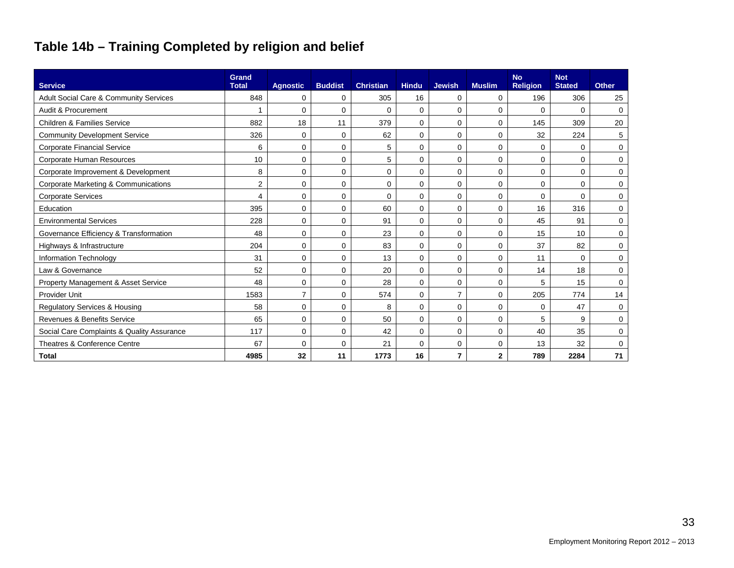## Table 14b – Training Completed by religion and belief

| Service | Grand Total | Agnostic | Buddist | Christian | Hindu | Jewish | Muslim | No Religion | Not Stated | Other |
|---|---|---|---|---|---|---|---|---|---|---|
| Adult Social Care & Community Services | 848 | 0 | 0 | 305 | 16 | 0 | 0 | 196 | 306 | 25 |
| Audit & Procurement | 1 | 0 | 0 | 0 | 0 | 0 | 0 | 0 | 0 | 0 |
| Children & Families Service | 882 | 18 | 11 | 379 | 0 | 0 | 0 | 145 | 309 | 20 |
| Community Development Service | 326 | 0 | 0 | 62 | 0 | 0 | 0 | 32 | 224 | 5 |
| Corporate Financial Service | 6 | 0 | 0 | 5 | 0 | 0 | 0 | 0 | 0 | 0 |
| Corporate Human Resources | 10 | 0 | 0 | 5 | 0 | 0 | 0 | 0 | 0 | 0 |
| Corporate Improvement & Development | 8 | 0 | 0 | 0 | 0 | 0 | 0 | 0 | 0 | 0 |
| Corporate Marketing & Communications | 2 | 0 | 0 | 0 | 0 | 0 | 0 | 0 | 0 | 0 |
| Corporate Services | 4 | 0 | 0 | 0 | 0 | 0 | 0 | 0 | 0 | 0 |
| Education | 395 | 0 | 0 | 60 | 0 | 0 | 0 | 16 | 316 | 0 |
| Environmental Services | 228 | 0 | 0 | 91 | 0 | 0 | 0 | 45 | 91 | 0 |
| Governance Efficiency & Transformation | 48 | 0 | 0 | 23 | 0 | 0 | 0 | 15 | 10 | 0 |
| Highways & Infrastructure | 204 | 0 | 0 | 83 | 0 | 0 | 0 | 37 | 82 | 0 |
| Information Technology | 31 | 0 | 0 | 13 | 0 | 0 | 0 | 11 | 0 | 0 |
| Law & Governance | 52 | 0 | 0 | 20 | 0 | 0 | 0 | 14 | 18 | 0 |
| Property Management & Asset Service | 48 | 0 | 0 | 28 | 0 | 0 | 0 | 5 | 15 | 0 |
| Provider Unit | 1583 | 7 | 0 | 574 | 0 | 7 | 0 | 205 | 774 | 14 |
| Regulatory Services & Housing | 58 | 0 | 0 | 8 | 0 | 0 | 0 | 0 | 47 | 0 |
| Revenues & Benefits Service | 65 | 0 | 0 | 50 | 0 | 0 | 0 | 5 | 9 | 0 |
| Social Care Complaints & Quality Assurance | 117 | 0 | 0 | 42 | 0 | 0 | 0 | 40 | 35 | 0 |
| Theatres & Conference Centre | 67 | 0 | 0 | 21 | 0 | 0 | 0 | 13 | 32 | 0 |
| **Total** | **4985** | **32** | **11** | **1773** | **16** | **7** | **2** | **789** | **2284** | **71** |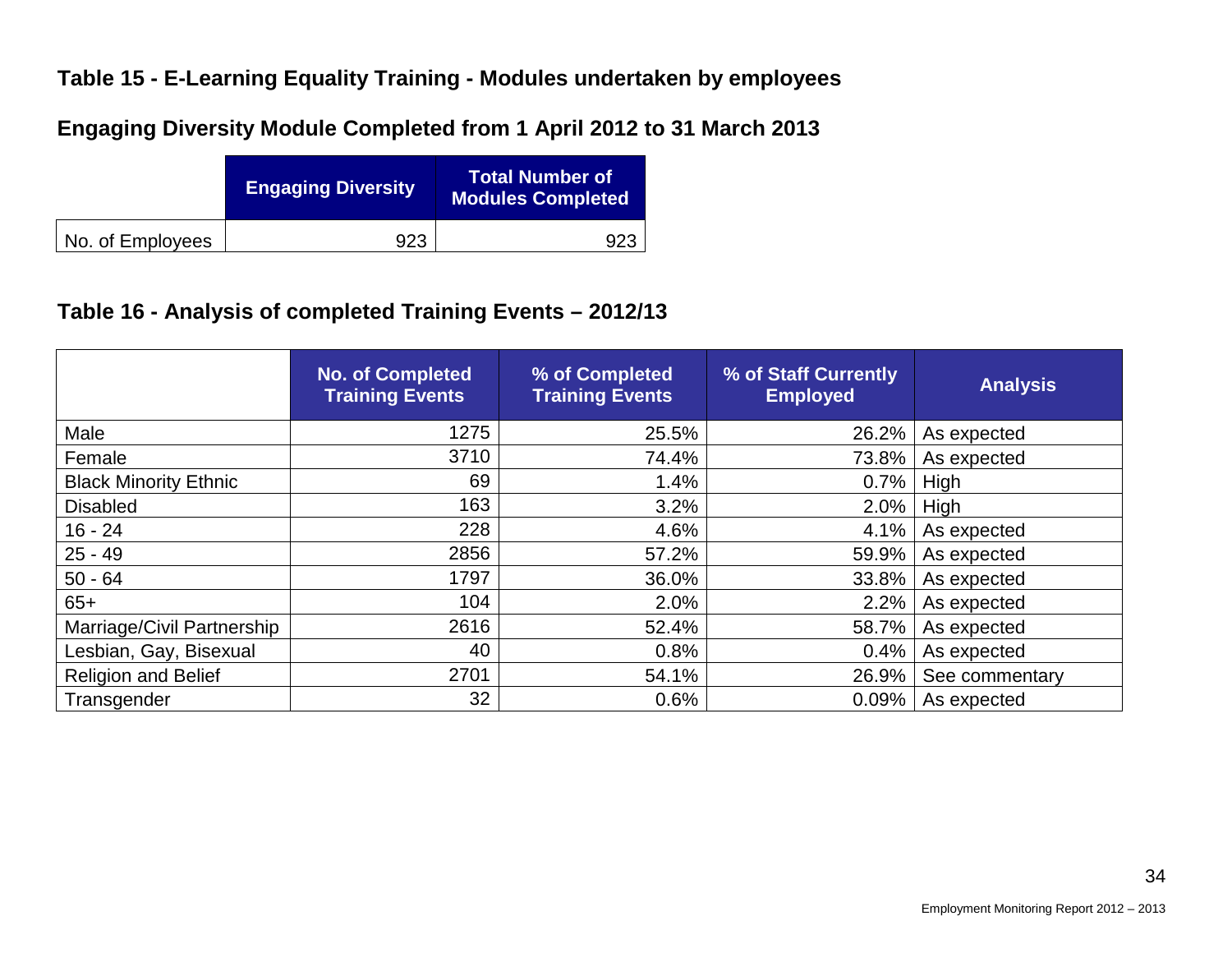## Table 15 - E-Learning Equality Training - Modules undertaken by employees

### Engaging Diversity Module Completed from 1 April 2012 to 31 March 2013

| | Engaging Diversity | Total Number of Modules Completed |
|---|---|---|
| No. of Employees | 923 | 923 |

## Table 16 - Analysis of completed Training Events – 2012/13

| | No. of Completed Training Events | % of Completed Training Events | % of Staff Currently Employed | Analysis |
|---|---|---|---|---|
| Male | 1275 | 25.5% | 26.2% | As expected |
| Female | 3710 | 74.4% | 73.8% | As expected |
| Black Minority Ethnic | 69 | 1.4% | 0.7% | High |
| Disabled | 163 | 3.2% | 2.0% | High |
| 16 - 24 | 228 | 4.6% | 4.1% | As expected |
| 25 - 49 | 2856 | 57.2% | 59.9% | As expected |
| 50 - 64 | 1797 | 36.0% | 33.8% | As expected |
| 65+ | 104 | 2.0% | 2.2% | As expected |
| Marriage/Civil Partnership | 2616 | 52.4% | 58.7% | As expected |
| Lesbian, Gay, Bisexual | 40 | 0.8% | 0.4% | As expected |
| Religion and Belief | 2701 | 54.1% | 26.9% | See commentary |
| Transgender | 32 | 0.6% | 0.09% | As expected |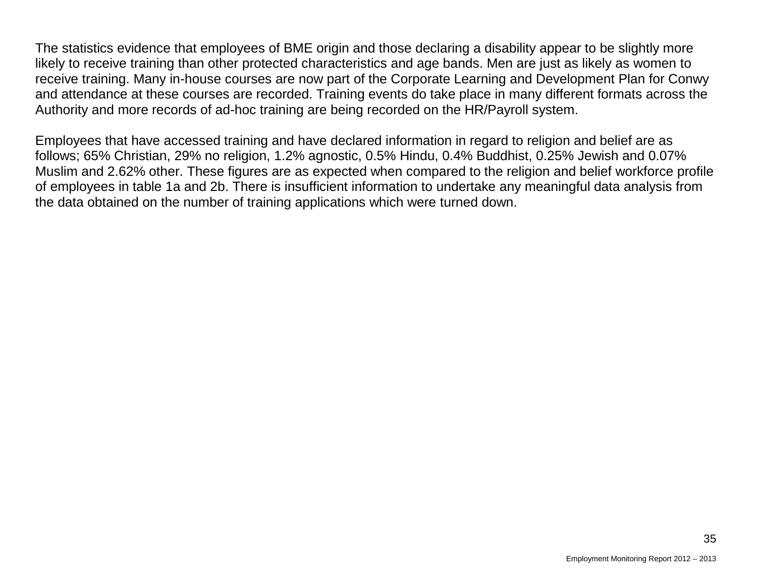The statistics evidence that employees of BME origin and those declaring a disability appear to be slightly more likely to receive training than other protected characteristics and age bands. Men are just as likely as women to receive training. Many in-house courses are now part of the Corporate Learning and Development Plan for Conwy and attendance at these courses are recorded. Training events do take place in many different formats across the Authority and more records of ad-hoc training are being recorded on the HR/Payroll system.

Employees that have accessed training and have declared information in regard to religion and belief are as follows; 65% Christian, 29% no religion, 1.2% agnostic, 0.5% Hindu, 0.4% Buddhist, 0.25% Jewish and 0.07% Muslim and 2.62% other. These figures are as expected when compared to the religion and belief workforce profile of employees in table 1a and 2b. There is insufficient information to undertake any meaningful data analysis from the data obtained on the number of training applications which were turned down.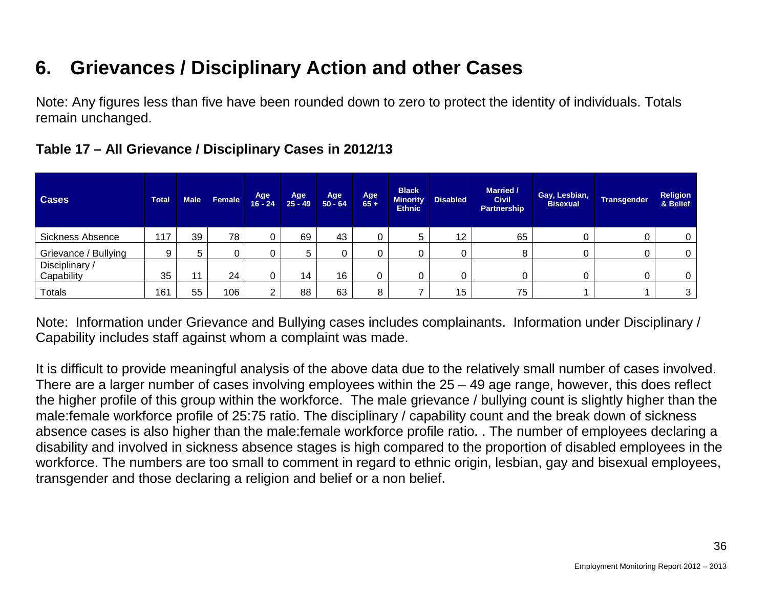# 6. Grievances / Disciplinary Action and other Cases

Note: Any figures less than five have been rounded down to zero to protect the identity of individuals. Totals remain unchanged.

**Table 17 – All Grievance / Disciplinary Cases in 2012/13**

| Cases | Total | Male | Female | Age 16 - 24 | Age 25 - 49 | Age 50 - 64 | Age 65 + | Black Minority Ethnic | Disabled | Married / Civil Partnership | Gay, Lesbian, Bisexual | Transgender | Religion & Belief |
|---|---|---|---|---|---|---|---|---|---|---|---|---|---|
| Sickness Absence | 117 | 39 | 78 | 0 | 69 | 43 | 0 | 5 | 12 | 65 | 0 | 0 | 0 |
| Grievance / Bullying | 9 | 5 | 0 | 0 | 5 | 0 | 0 | 0 | 0 | 8 | 0 | 0 | 0 |
| Disciplinary / Capability | 35 | 11 | 24 | 0 | 14 | 16 | 0 | 0 | 0 | 0 | 0 | 0 | 0 |
| Totals | 161 | 55 | 106 | 2 | 88 | 63 | 8 | 7 | 15 | 75 | 1 | 1 | 3 |

Note: Information under Grievance and Bullying cases includes complainants. Information under Disciplinary / Capability includes staff against whom a complaint was made.

It is difficult to provide meaningful analysis of the above data due to the relatively small number of cases involved. There are a larger number of cases involving employees within the 25 – 49 age range, however, this does reflect the higher profile of this group within the workforce. The male grievance / bullying count is slightly higher than the male:female workforce profile of 25:75 ratio. The disciplinary / capability count and the break down of sickness absence cases is also higher than the male:female workforce profile ratio. . The number of employees declaring a disability and involved in sickness absence stages is high compared to the proportion of disabled employees in the workforce. The numbers are too small to comment in regard to ethnic origin, lesbian, gay and bisexual employees, transgender and those declaring a religion and belief or a non belief.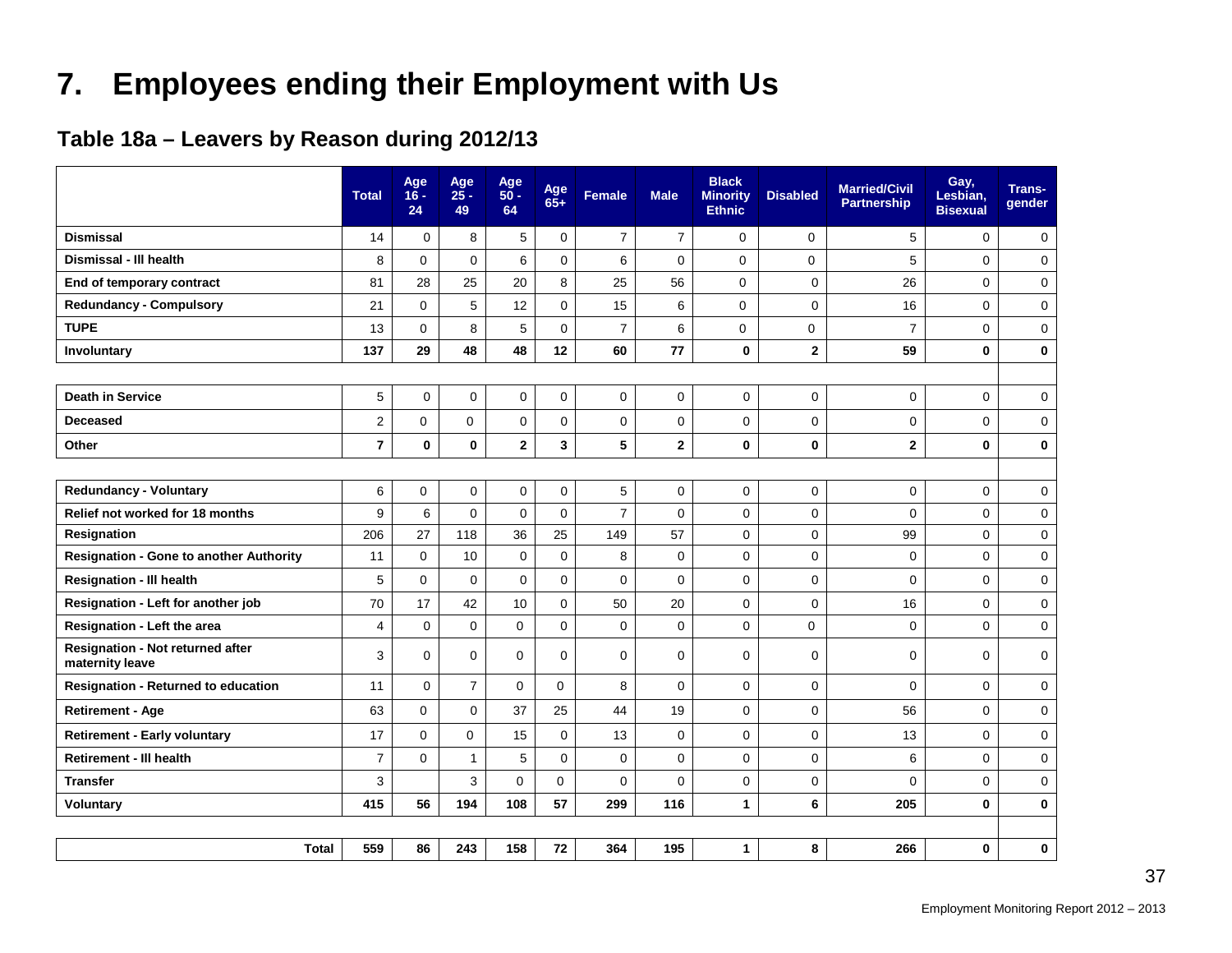# 7. Employees ending their Employment with Us

## Table 18a – Leavers by Reason during 2012/13

| | Total | Age 16 - 24 | Age 25 - 49 | Age 50 - 64 | Age 65+ | Female | Male | Black Minority Ethnic | Disabled | Married/Civil Partnership | Gay, Lesbian, Bisexual | Trans-gender |
|---|---|---|---|---|---|---|---|---|---|---|---|---|
| **Dismissal** | 14 | 0 | 8 | 5 | 0 | 7 | 7 | 0 | 0 | 5 | 0 | 0 |
| **Dismissal - Ill health** | 8 | 0 | 0 | 6 | 0 | 6 | 0 | 0 | 0 | 5 | 0 | 0 |
| **End of temporary contract** | 81 | 28 | 25 | 20 | 8 | 25 | 56 | 0 | 0 | 26 | 0 | 0 |
| **Redundancy - Compulsory** | 21 | 0 | 5 | 12 | 0 | 15 | 6 | 0 | 0 | 16 | 0 | 0 |
| **TUPE** | 13 | 0 | 8 | 5 | 0 | 7 | 6 | 0 | 0 | 7 | 0 | 0 |
| **Involuntary** | **137** | **29** | **48** | **48** | **12** | **60** | **77** | **0** | **2** | **59** | **0** | **0** |
| | | | | | | | | | | | | |
| **Death in Service** | 5 | 0 | 0 | 0 | 0 | 0 | 0 | 0 | 0 | 0 | 0 | 0 |
| **Deceased** | 2 | 0 | 0 | 0 | 0 | 0 | 0 | 0 | 0 | 0 | 0 | 0 |
| **Other** | **7** | **0** | **0** | **2** | **3** | **5** | **2** | **0** | **0** | **2** | **0** | **0** |
| | | | | | | | | | | | | |
| **Redundancy - Voluntary** | 6 | 0 | 0 | 0 | 0 | 5 | 0 | 0 | 0 | 0 | 0 | 0 |
| **Relief not worked for 18 months** | 9 | 6 | 0 | 0 | 0 | 7 | 0 | 0 | 0 | 0 | 0 | 0 |
| **Resignation** | 206 | 27 | 118 | 36 | 25 | 149 | 57 | 0 | 0 | 99 | 0 | 0 |
| **Resignation - Gone to another Authority** | 11 | 0 | 10 | 0 | 0 | 8 | 0 | 0 | 0 | 0 | 0 | 0 |
| **Resignation - Ill health** | 5 | 0 | 0 | 0 | 0 | 0 | 0 | 0 | 0 | 0 | 0 | 0 |
| **Resignation - Left for another job** | 70 | 17 | 42 | 10 | 0 | 50 | 20 | 0 | 0 | 16 | 0 | 0 |
| **Resignation - Left the area** | 4 | 0 | 0 | 0 | 0 | 0 | 0 | 0 | 0 | 0 | 0 | 0 |
| **Resignation - Not returned after maternity leave** | 3 | 0 | 0 | 0 | 0 | 0 | 0 | 0 | 0 | 0 | 0 | 0 |
| **Resignation - Returned to education** | 11 | 0 | 7 | 0 | 0 | 8 | 0 | 0 | 0 | 0 | 0 | 0 |
| **Retirement - Age** | 63 | 0 | 0 | 37 | 25 | 44 | 19 | 0 | 0 | 56 | 0 | 0 |
| **Retirement - Early voluntary** | 17 | 0 | 0 | 15 | 0 | 13 | 0 | 0 | 0 | 13 | 0 | 0 |
| **Retirement - Ill health** | 7 | 0 | 1 | 5 | 0 | 0 | 0 | 0 | 0 | 6 | 0 | 0 |
| **Transfer** | 3 | | 3 | 0 | 0 | 0 | 0 | 0 | 0 | 0 | 0 | 0 |
| **Voluntary** | **415** | **56** | **194** | **108** | **57** | **299** | **116** | **1** | **6** | **205** | **0** | **0** |
| | | | | | | | | | | | | |
| **Total** | **559** | **86** | **243** | **158** | **72** | **364** | **195** | **1** | **8** | **266** | **0** | **0** |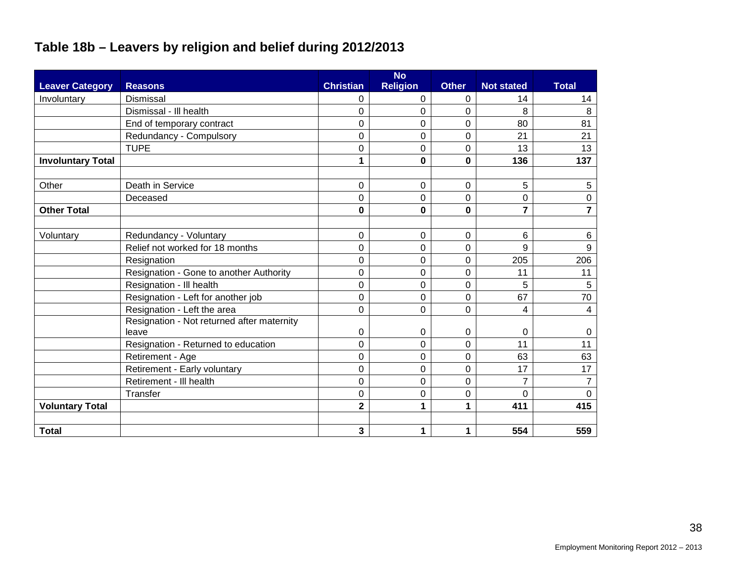## Table 18b – Leavers by religion and belief during 2012/2013

| Leaver Category | Reasons | Christian | No Religion | Other | Not stated | Total |
|---|---|---|---|---|---|---|
| Involuntary | Dismissal | 0 | 0 | 0 | 14 | 14 |
| | Dismissal - Ill health | 0 | 0 | 0 | 8 | 8 |
| | End of temporary contract | 0 | 0 | 0 | 80 | 81 |
| | Redundancy - Compulsory | 0 | 0 | 0 | 21 | 21 |
| | TUPE | 0 | 0 | 0 | 13 | 13 |
| **Involuntary Total** | | **1** | **0** | **0** | **136** | **137** |
| | | | | | | |
| Other | Death in Service | 0 | 0 | 0 | 5 | 5 |
| | Deceased | 0 | 0 | 0 | 0 | 0 |
| **Other Total** | | **0** | **0** | **0** | **7** | **7** |
| | | | | | | |
| Voluntary | Redundancy - Voluntary | 0 | 0 | 0 | 6 | 6 |
| | Relief not worked for 18 months | 0 | 0 | 0 | 9 | 9 |
| | Resignation | 0 | 0 | 0 | 205 | 206 |
| | Resignation - Gone to another Authority | 0 | 0 | 0 | 11 | 11 |
| | Resignation - Ill health | 0 | 0 | 0 | 5 | 5 |
| | Resignation - Left for another job | 0 | 0 | 0 | 67 | 70 |
| | Resignation - Left the area | 0 | 0 | 0 | 4 | 4 |
| | Resignation - Not returned after maternity leave | 0 | 0 | 0 | 0 | 0 |
| | Resignation - Returned to education | 0 | 0 | 0 | 11 | 11 |
| | Retirement - Age | 0 | 0 | 0 | 63 | 63 |
| | Retirement - Early voluntary | 0 | 0 | 0 | 17 | 17 |
| | Retirement - Ill health | 0 | 0 | 0 | 7 | 7 |
| | Transfer | 0 | 0 | 0 | 0 | 0 |
| **Voluntary Total** | | **2** | **1** | **1** | **411** | **415** |
| | | | | | | |
| **Total** | | **3** | **1** | **1** | **554** | **559** |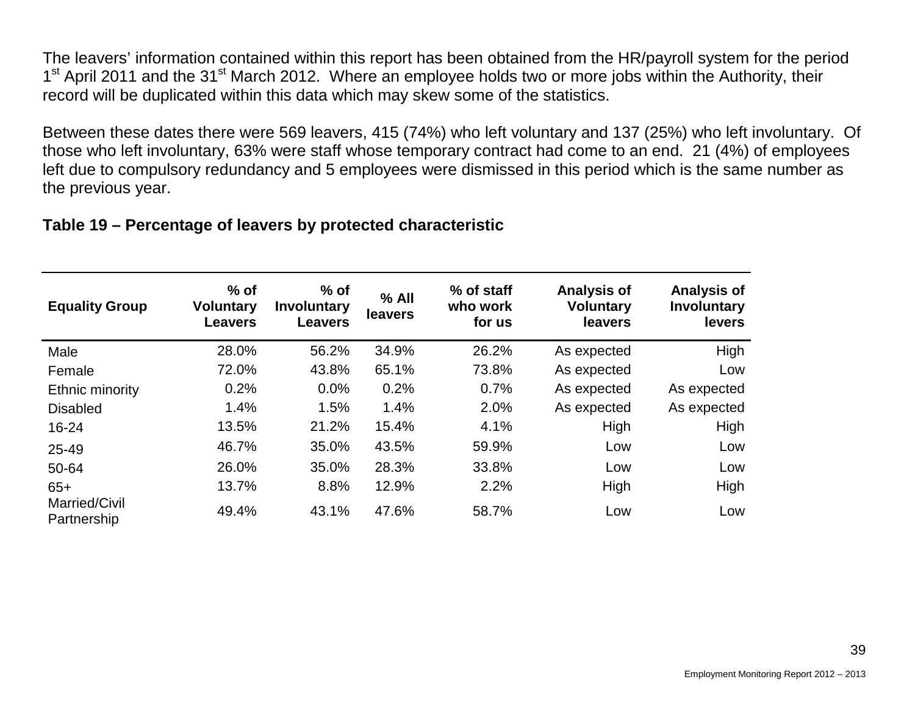The leavers' information contained within this report has been obtained from the HR/payroll system for the period 1st April 2011 and the 31st March 2012. Where an employee holds two or more jobs within the Authority, their record will be duplicated within this data which may skew some of the statistics.

Between these dates there were 569 leavers, 415 (74%) who left voluntary and 137 (25%) who left involuntary. Of those who left involuntary, 63% were staff whose temporary contract had come to an end. 21 (4%) of employees left due to compulsory redundancy and 5 employees were dismissed in this period which is the same number as the previous year.

**Table 19 – Percentage of leavers by protected characteristic**

| Equality Group | % of Voluntary Leavers | % of Involuntary Leavers | % All leavers | % of staff who work for us | Analysis of Voluntary leavers | Analysis of Involuntary levers |
|---|---|---|---|---|---|---|
| Male | 28.0% | 56.2% | 34.9% | 26.2% | As expected | High |
| Female | 72.0% | 43.8% | 65.1% | 73.8% | As expected | Low |
| Ethnic minority | 0.2% | 0.0% | 0.2% | 0.7% | As expected | As expected |
| Disabled | 1.4% | 1.5% | 1.4% | 2.0% | As expected | As expected |
| 16-24 | 13.5% | 21.2% | 15.4% | 4.1% | High | High |
| 25-49 | 46.7% | 35.0% | 43.5% | 59.9% | Low | Low |
| 50-64 | 26.0% | 35.0% | 28.3% | 33.8% | Low | Low |
| 65+ | 13.7% | 8.8% | 12.9% | 2.2% | High | High |
| Married/Civil Partnership | 49.4% | 43.1% | 47.6% | 58.7% | Low | Low |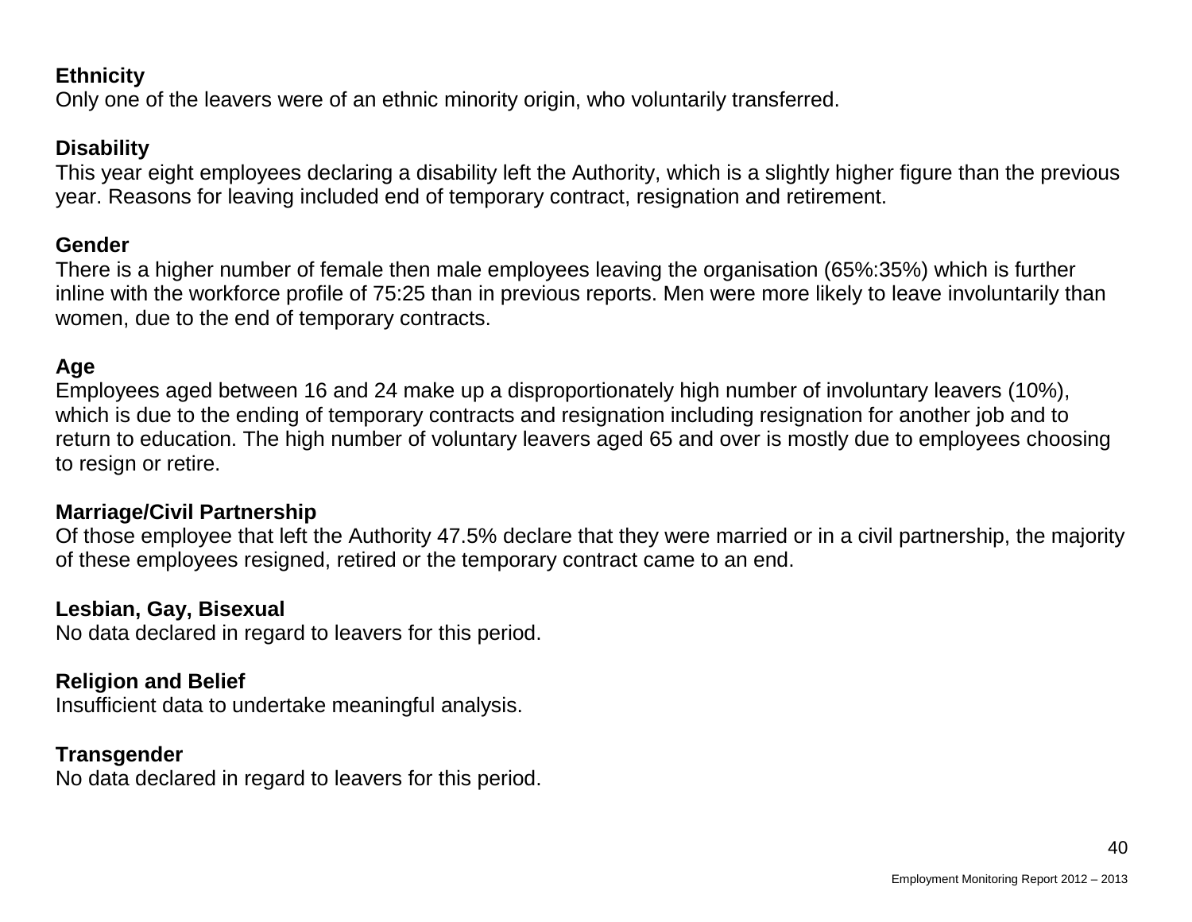**Ethnicity**
Only one of the leavers were of an ethnic minority origin, who voluntarily transferred.

**Disability**
This year eight employees declaring a disability left the Authority, which is a slightly higher figure than the previous year. Reasons for leaving included end of temporary contract, resignation and retirement.

**Gender**
There is a higher number of female then male employees leaving the organisation (65%:35%) which is further inline with the workforce profile of 75:25 than in previous reports. Men were more likely to leave involuntarily than women, due to the end of temporary contracts.

**Age**
Employees aged between 16 and 24 make up a disproportionately high number of involuntary leavers (10%), which is due to the ending of temporary contracts and resignation including resignation for another job and to return to education. The high number of voluntary leavers aged 65 and over is mostly due to employees choosing to resign or retire.

**Marriage/Civil Partnership**
Of those employee that left the Authority 47.5% declare that they were married or in a civil partnership, the majority of these employees resigned, retired or the temporary contract came to an end.

**Lesbian, Gay, Bisexual**
No data declared in regard to leavers for this period.

**Religion and Belief**
Insufficient data to undertake meaningful analysis.

**Transgender**
No data declared in regard to leavers for this period.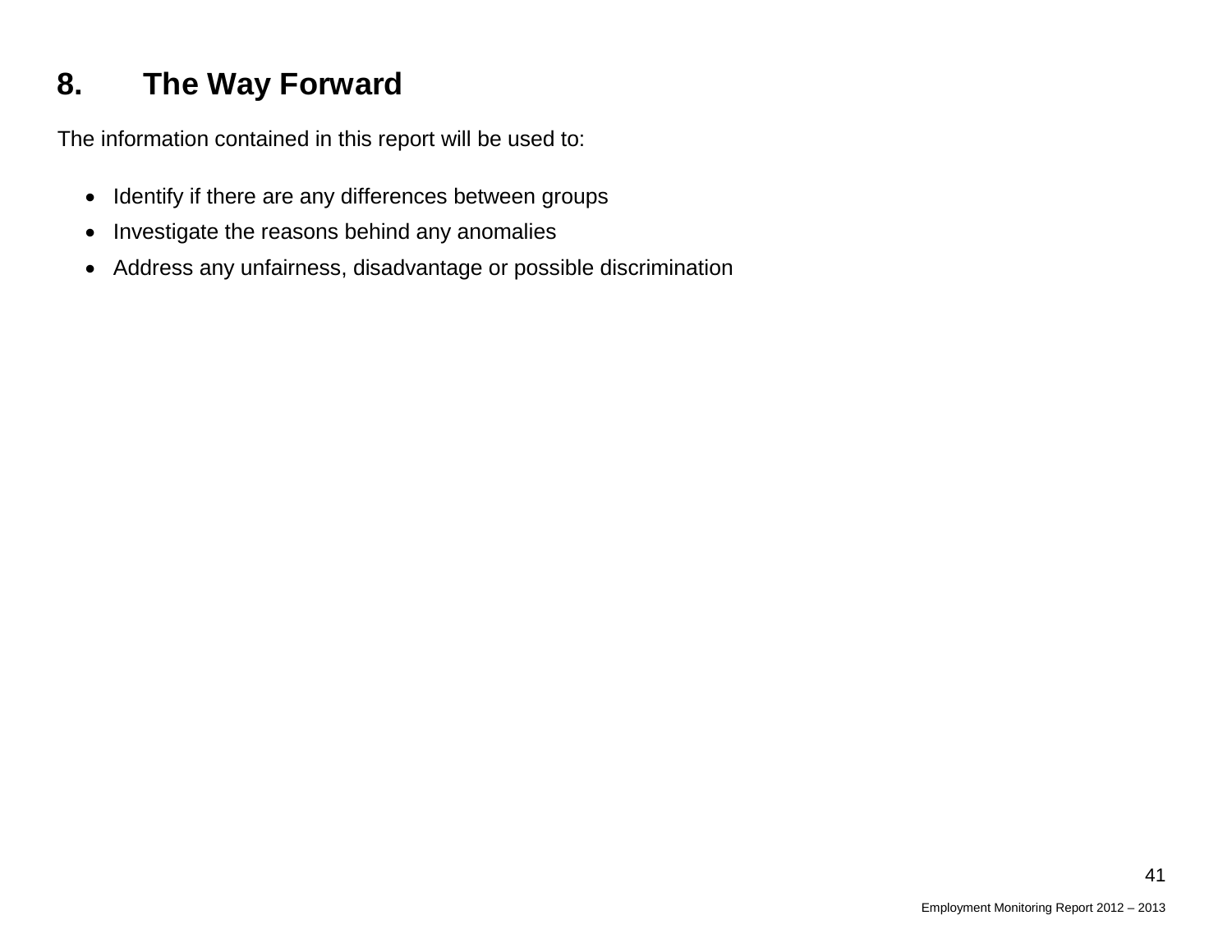# 8. The Way Forward

The information contained in this report will be used to:

- Identify if there are any differences between groups
- Investigate the reasons behind any anomalies
- Address any unfairness, disadvantage or possible discrimination